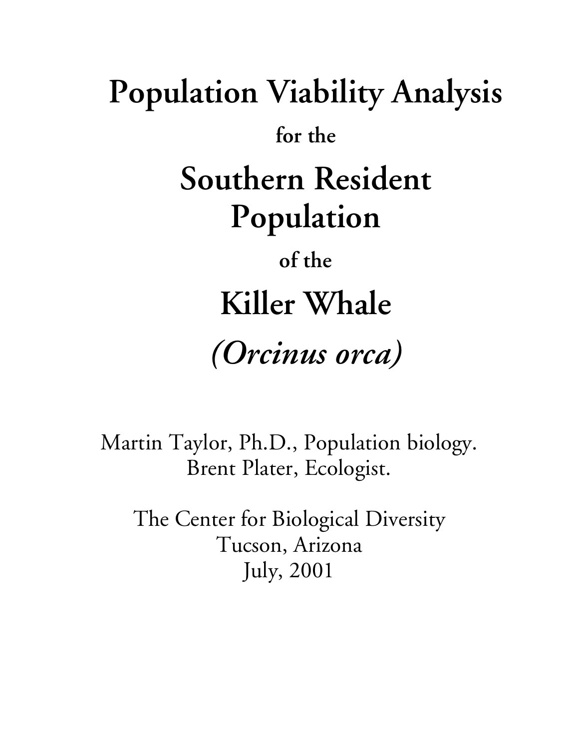# Population Viability Analysis

**for the**

# Southern Resident Population

**of the**

# Killer Whale

# *(Orcinus orca)*

Martin Taylor, Ph.D., Population biology.
Brent Plater, Ecologist.

The Center for Biological Diversity
Tucson, Arizona
July, 2001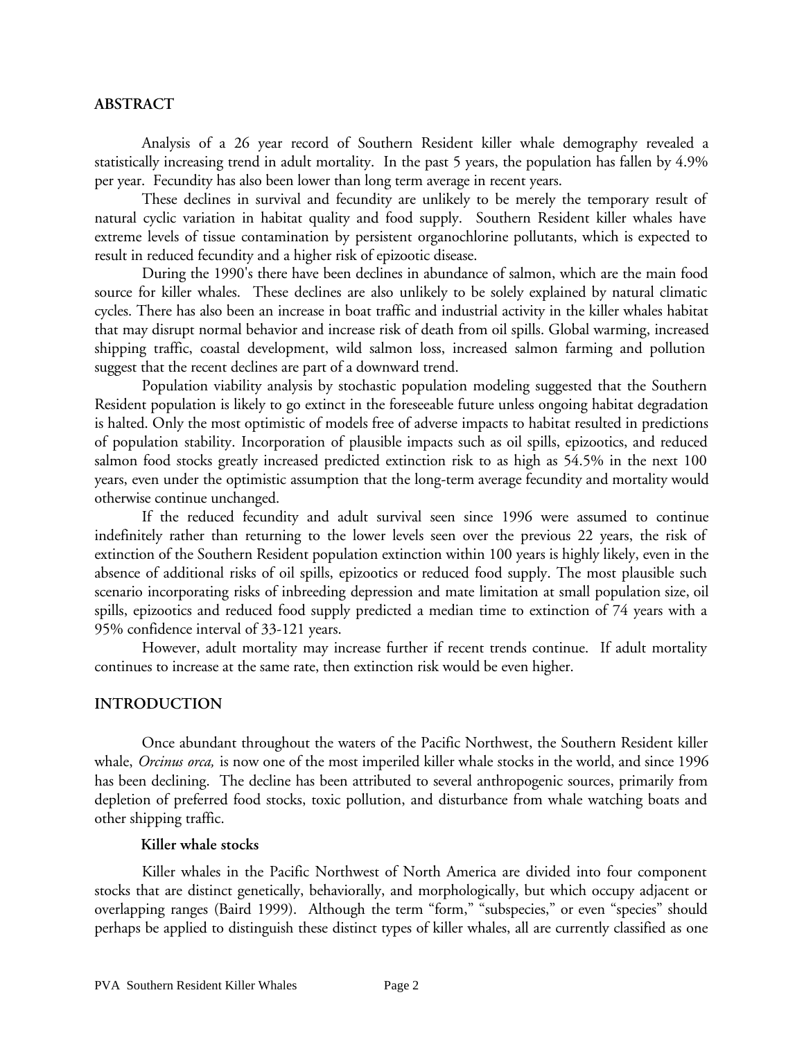## ABSTRACT

Analysis of a 26 year record of Southern Resident killer whale demography revealed a statistically increasing trend in adult mortality. In the past 5 years, the population has fallen by 4.9% per year. Fecundity has also been lower than long term average in recent years.

These declines in survival and fecundity are unlikely to be merely the temporary result of natural cyclic variation in habitat quality and food supply. Southern Resident killer whales have extreme levels of tissue contamination by persistent organochlorine pollutants, which is expected to result in reduced fecundity and a higher risk of epizootic disease.

During the 1990's there have been declines in abundance of salmon, which are the main food source for killer whales. These declines are also unlikely to be solely explained by natural climatic cycles. There has also been an increase in boat traffic and industrial activity in the killer whales habitat that may disrupt normal behavior and increase risk of death from oil spills. Global warming, increased shipping traffic, coastal development, wild salmon loss, increased salmon farming and pollution suggest that the recent declines are part of a downward trend.

Population viability analysis by stochastic population modeling suggested that the Southern Resident population is likely to go extinct in the foreseeable future unless ongoing habitat degradation is halted. Only the most optimistic of models free of adverse impacts to habitat resulted in predictions of population stability. Incorporation of plausible impacts such as oil spills, epizootics, and reduced salmon food stocks greatly increased predicted extinction risk to as high as 54.5% in the next 100 years, even under the optimistic assumption that the long-term average fecundity and mortality would otherwise continue unchanged.

If the reduced fecundity and adult survival seen since 1996 were assumed to continue indefinitely rather than returning to the lower levels seen over the previous 22 years, the risk of extinction of the Southern Resident population extinction within 100 years is highly likely, even in the absence of additional risks of oil spills, epizootics or reduced food supply. The most plausible such scenario incorporating risks of inbreeding depression and mate limitation at small population size, oil spills, epizootics and reduced food supply predicted a median time to extinction of 74 years with a 95% confidence interval of 33-121 years.

However, adult mortality may increase further if recent trends continue. If adult mortality continues to increase at the same rate, then extinction risk would be even higher.

## INTRODUCTION

Once abundant throughout the waters of the Pacific Northwest, the Southern Resident killer whale, *Orcinus orca,* is now one of the most imperiled killer whale stocks in the world, and since 1996 has been declining. The decline has been attributed to several anthropogenic sources, primarily from depletion of preferred food stocks, toxic pollution, and disturbance from whale watching boats and other shipping traffic.

### Killer whale stocks

Killer whales in the Pacific Northwest of North America are divided into four component stocks that are distinct genetically, behaviorally, and morphologically, but which occupy adjacent or overlapping ranges (Baird 1999). Although the term "form," "subspecies," or even "species" should perhaps be applied to distinguish these distinct types of killer whales, all are currently classified as one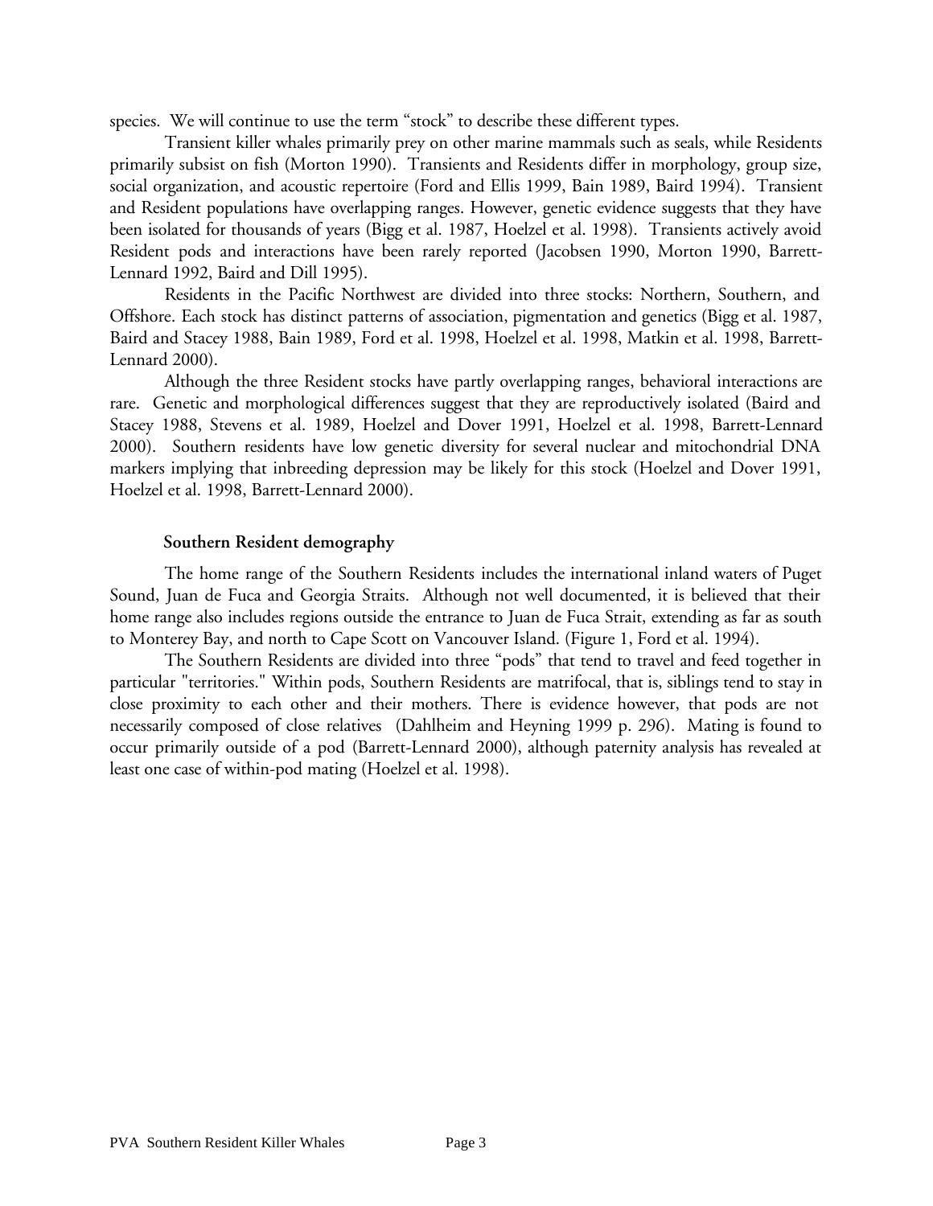species. We will continue to use the term "stock" to describe these different types.

Transient killer whales primarily prey on other marine mammals such as seals, while Residents primarily subsist on fish (Morton 1990). Transients and Residents differ in morphology, group size, social organization, and acoustic repertoire (Ford and Ellis 1999, Bain 1989, Baird 1994). Transient and Resident populations have overlapping ranges. However, genetic evidence suggests that they have been isolated for thousands of years (Bigg et al. 1987, Hoelzel et al. 1998). Transients actively avoid Resident pods and interactions have been rarely reported (Jacobsen 1990, Morton 1990, Barrett-Lennard 1992, Baird and Dill 1995).

Residents in the Pacific Northwest are divided into three stocks: Northern, Southern, and Offshore. Each stock has distinct patterns of association, pigmentation and genetics (Bigg et al. 1987, Baird and Stacey 1988, Bain 1989, Ford et al. 1998, Hoelzel et al. 1998, Matkin et al. 1998, Barrett-Lennard 2000).

Although the three Resident stocks have partly overlapping ranges, behavioral interactions are rare. Genetic and morphological differences suggest that they are reproductively isolated (Baird and Stacey 1988, Stevens et al. 1989, Hoelzel and Dover 1991, Hoelzel et al. 1998, Barrett-Lennard 2000). Southern residents have low genetic diversity for several nuclear and mitochondrial DNA markers implying that inbreeding depression may be likely for this stock (Hoelzel and Dover 1991, Hoelzel et al. 1998, Barrett-Lennard 2000).

### Southern Resident demography

The home range of the Southern Residents includes the international inland waters of Puget Sound, Juan de Fuca and Georgia Straits. Although not well documented, it is believed that their home range also includes regions outside the entrance to Juan de Fuca Strait, extending as far as south to Monterey Bay, and north to Cape Scott on Vancouver Island. (Figure 1, Ford et al. 1994).

The Southern Residents are divided into three "pods" that tend to travel and feed together in particular "territories." Within pods, Southern Residents are matrifocal, that is, siblings tend to stay in close proximity to each other and their mothers. There is evidence however, that pods are not necessarily composed of close relatives (Dahlheim and Heyning 1999 p. 296). Mating is found to occur primarily outside of a pod (Barrett-Lennard 2000), although paternity analysis has revealed at least one case of within-pod mating (Hoelzel et al. 1998).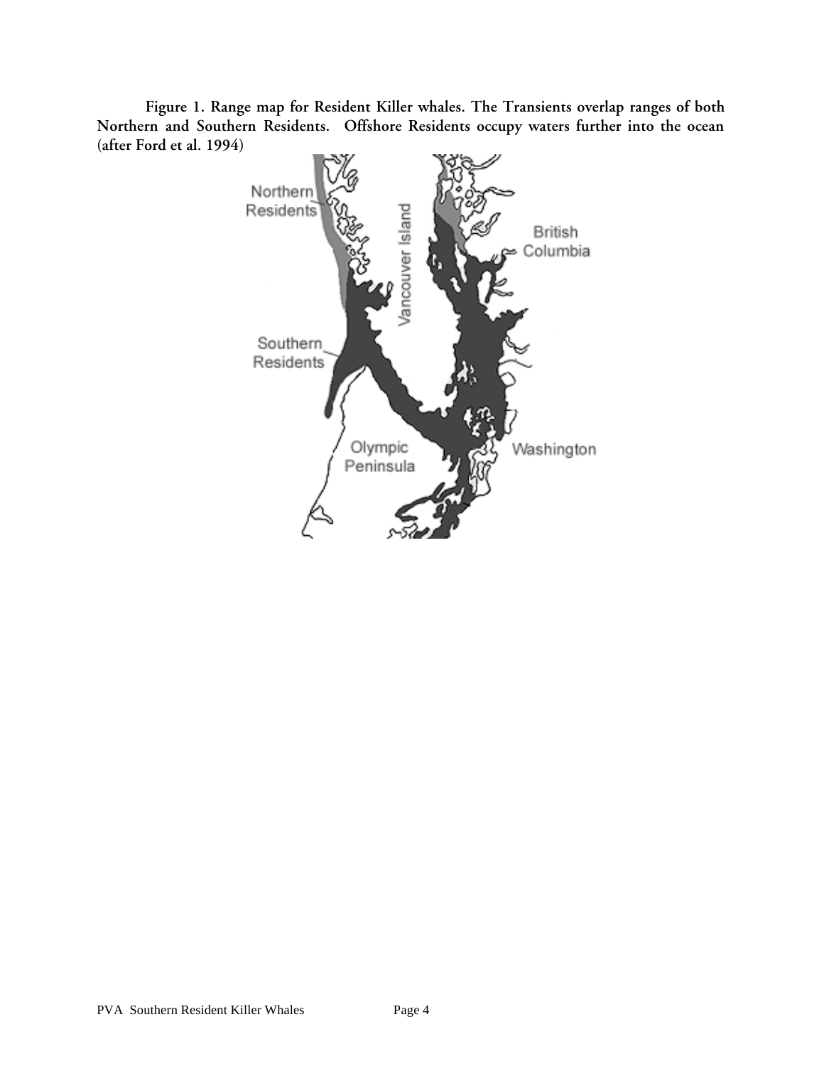**Figure 1. Range map for Resident Killer whales. The Transients overlap ranges of both Northern and Southern Residents. Offshore Residents occupy waters further into the ocean (after Ford et al. 1994)**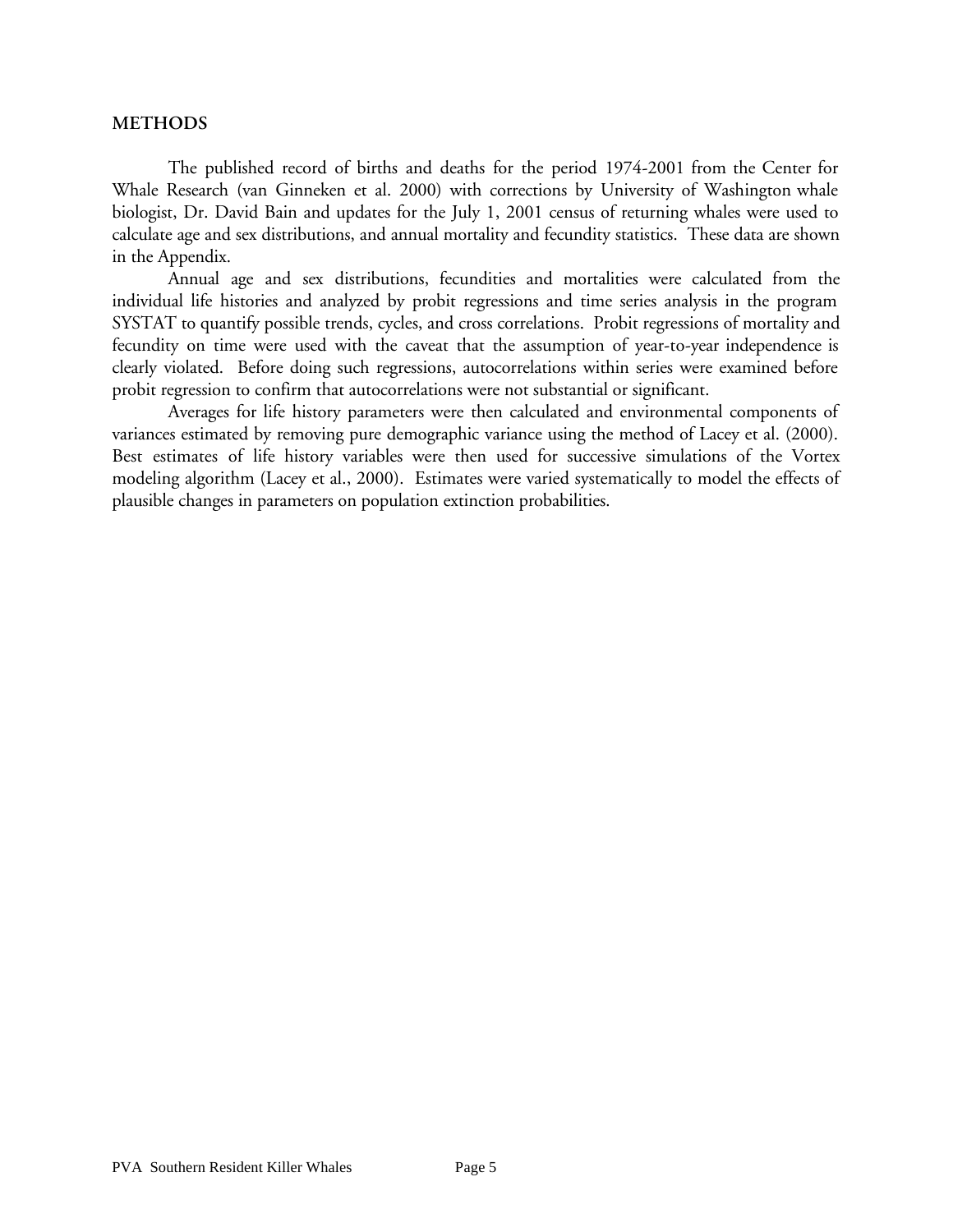## METHODS

The published record of births and deaths for the period 1974-2001 from the Center for Whale Research (van Ginneken et al. 2000) with corrections by University of Washington whale biologist, Dr. David Bain and updates for the July 1, 2001 census of returning whales were used to calculate age and sex distributions, and annual mortality and fecundity statistics. These data are shown in the Appendix.

Annual age and sex distributions, fecundities and mortalities were calculated from the individual life histories and analyzed by probit regressions and time series analysis in the program SYSTAT to quantify possible trends, cycles, and cross correlations. Probit regressions of mortality and fecundity on time were used with the caveat that the assumption of year-to-year independence is clearly violated. Before doing such regressions, autocorrelations within series were examined before probit regression to confirm that autocorrelations were not substantial or significant.

Averages for life history parameters were then calculated and environmental components of variances estimated by removing pure demographic variance using the method of Lacey et al. (2000). Best estimates of life history variables were then used for successive simulations of the Vortex modeling algorithm (Lacey et al., 2000). Estimates were varied systematically to model the effects of plausible changes in parameters on population extinction probabilities.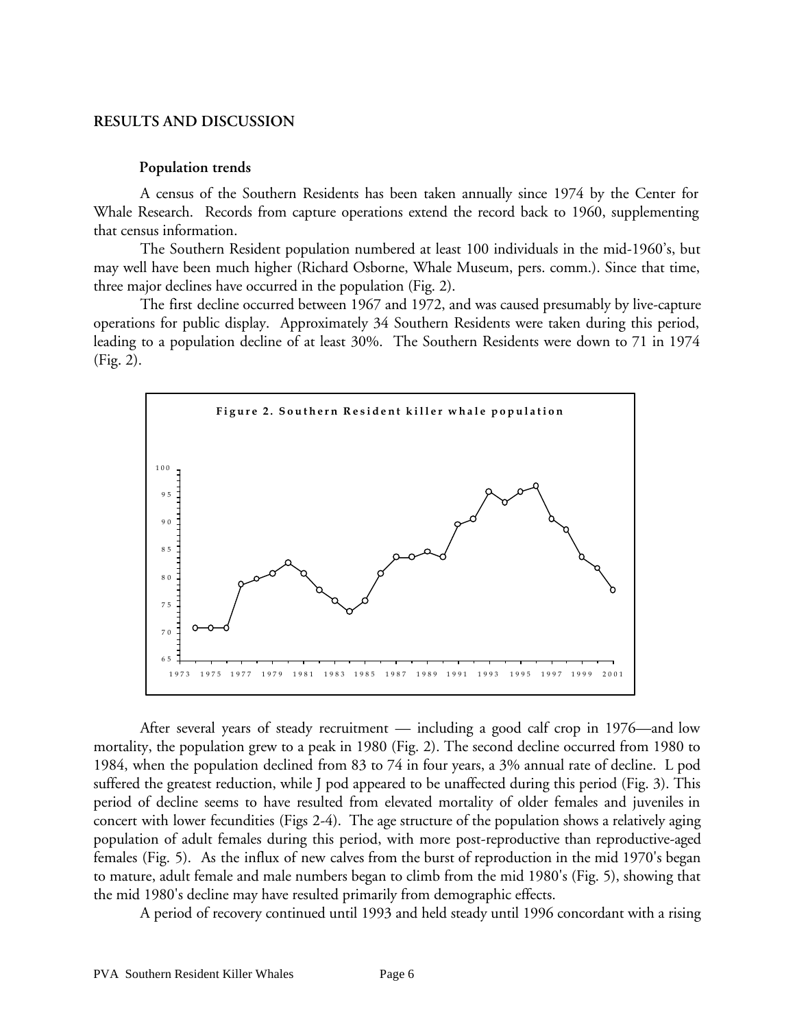## RESULTS AND DISCUSSION

### Population trends

A census of the Southern Residents has been taken annually since 1974 by the Center for Whale Research. Records from capture operations extend the record back to 1960, supplementing that census information.

The Southern Resident population numbered at least 100 individuals in the mid-1960's, but may well have been much higher (Richard Osborne, Whale Museum, pers. comm.). Since that time, three major declines have occurred in the population (Fig. 2).

The first decline occurred between 1967 and 1972, and was caused presumably by live-capture operations for public display. Approximately 34 Southern Residents were taken during this period, leading to a population decline of at least 30%. The Southern Residents were down to 71 in 1974 (Fig. 2).

**Figure 2. Southern Resident killer whale population**

After several years of steady recruitment — including a good calf crop in 1976—and low mortality, the population grew to a peak in 1980 (Fig. 2). The second decline occurred from 1980 to 1984, when the population declined from 83 to 74 in four years, a 3% annual rate of decline. L pod suffered the greatest reduction, while J pod appeared to be unaffected during this period (Fig. 3). This period of decline seems to have resulted from elevated mortality of older females and juveniles in concert with lower fecundities (Figs 2-4). The age structure of the population shows a relatively aging population of adult females during this period, with more post-reproductive than reproductive-aged females (Fig. 5). As the influx of new calves from the burst of reproduction in the mid 1970's began to mature, adult female and male numbers began to climb from the mid 1980's (Fig. 5), showing that the mid 1980's decline may have resulted primarily from demographic effects.

A period of recovery continued until 1993 and held steady until 1996 concordant with a rising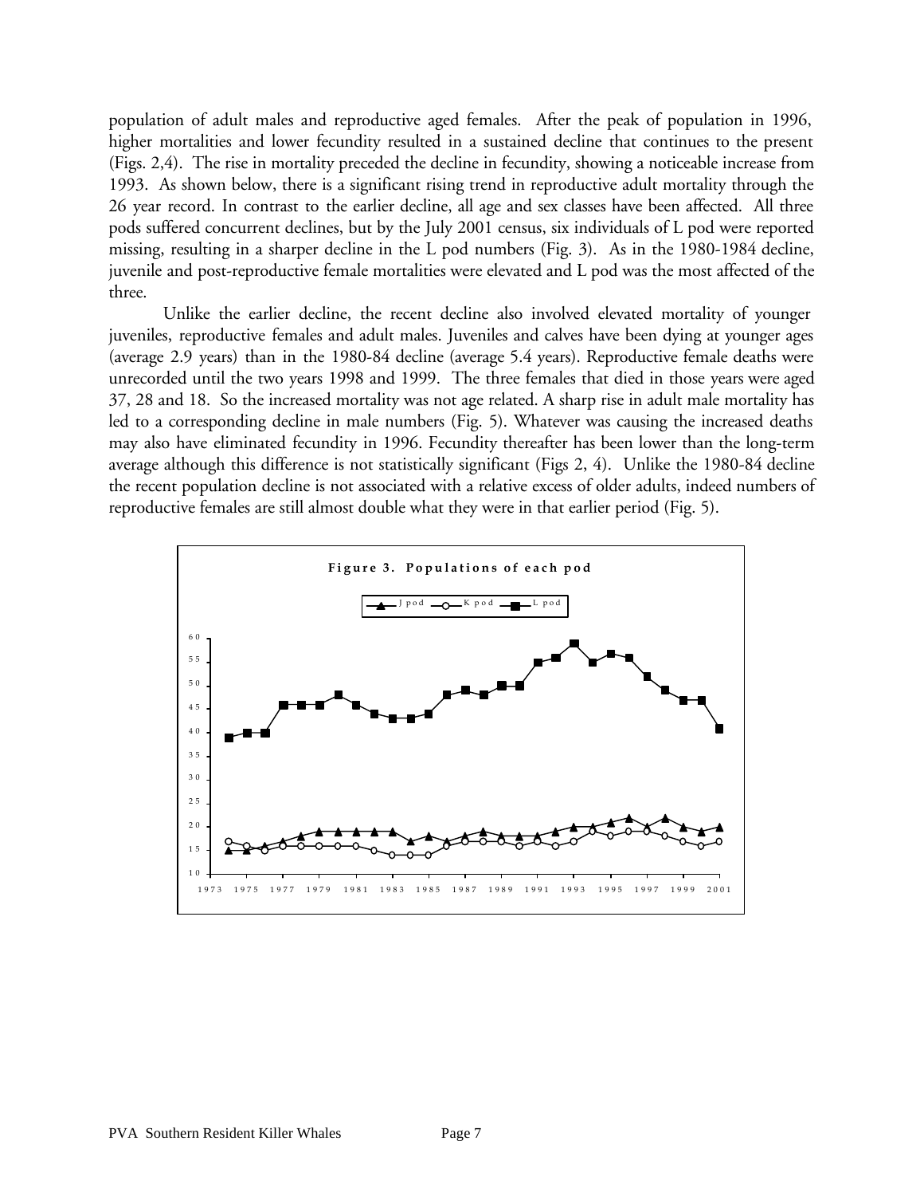population of adult males and reproductive aged females. After the peak of population in 1996, higher mortalities and lower fecundity resulted in a sustained decline that continues to the present (Figs. 2,4). The rise in mortality preceded the decline in fecundity, showing a noticeable increase from 1993. As shown below, there is a significant rising trend in reproductive adult mortality through the 26 year record. In contrast to the earlier decline, all age and sex classes have been affected. All three pods suffered concurrent declines, but by the July 2001 census, six individuals of L pod were reported missing, resulting in a sharper decline in the L pod numbers (Fig. 3). As in the 1980-1984 decline, juvenile and post-reproductive female mortalities were elevated and L pod was the most affected of the three.

Unlike the earlier decline, the recent decline also involved elevated mortality of younger juveniles, reproductive females and adult males. Juveniles and calves have been dying at younger ages (average 2.9 years) than in the 1980-84 decline (average 5.4 years). Reproductive female deaths were unrecorded until the two years 1998 and 1999. The three females that died in those years were aged 37, 28 and 18. So the increased mortality was not age related. A sharp rise in adult male mortality has led to a corresponding decline in male numbers (Fig. 5). Whatever was causing the increased deaths may also have eliminated fecundity in 1996. Fecundity thereafter has been lower than the long-term average although this difference is not statistically significant (Figs 2, 4). Unlike the 1980-84 decline the recent population decline is not associated with a relative excess of older adults, indeed numbers of reproductive females are still almost double what they were in that earlier period (Fig. 5).

**Figure 3. Populations of each pod**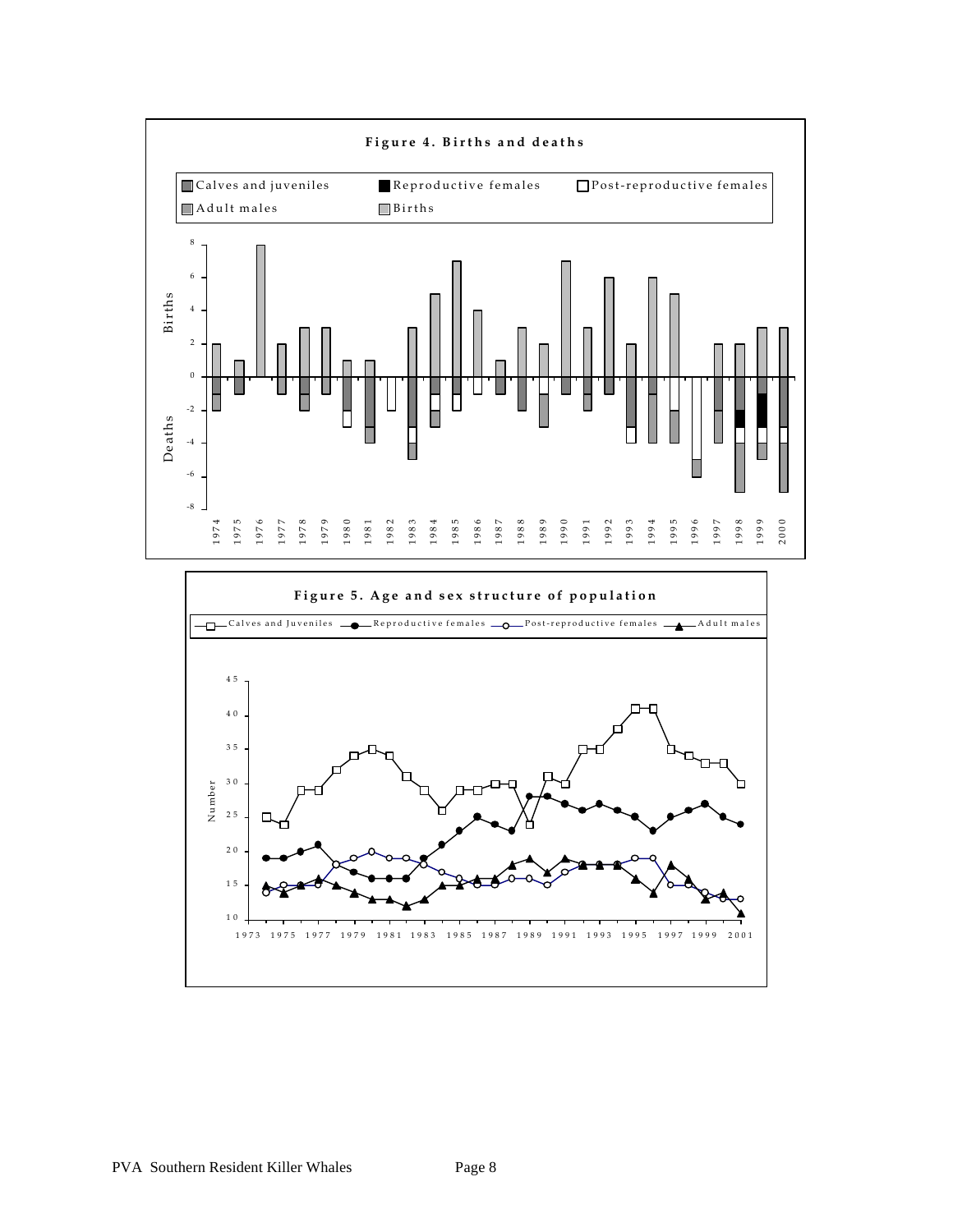**Figure 4. Births and deaths**

**Figure 5. Age and sex structure of population**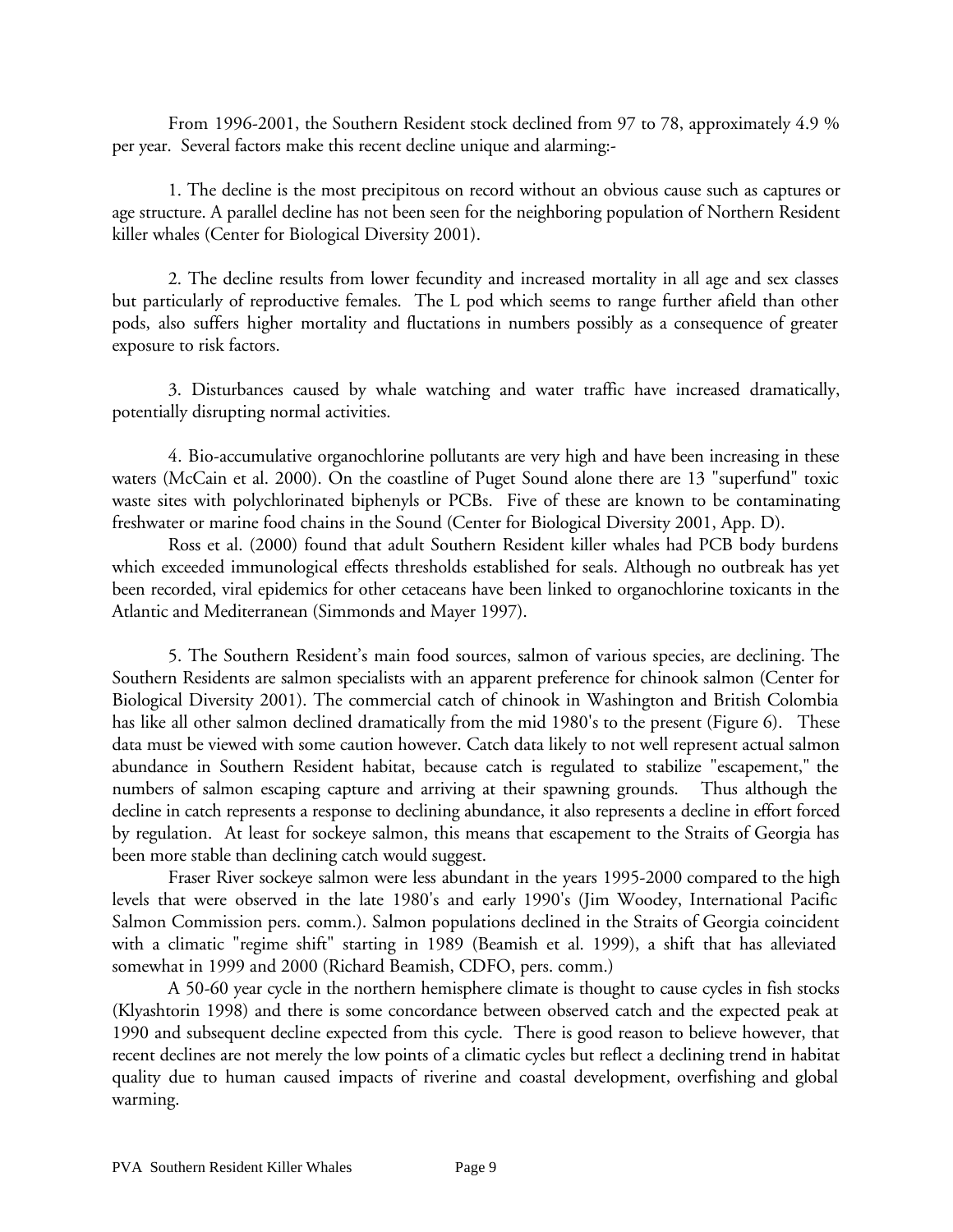From 1996-2001, the Southern Resident stock declined from 97 to 78, approximately 4.9 % per year. Several factors make this recent decline unique and alarming:-

1. The decline is the most precipitous on record without an obvious cause such as captures or age structure. A parallel decline has not been seen for the neighboring population of Northern Resident killer whales (Center for Biological Diversity 2001).

2. The decline results from lower fecundity and increased mortality in all age and sex classes but particularly of reproductive females. The L pod which seems to range further afield than other pods, also suffers higher mortality and fluctations in numbers possibly as a consequence of greater exposure to risk factors.

3. Disturbances caused by whale watching and water traffic have increased dramatically, potentially disrupting normal activities.

4. Bio-accumulative organochlorine pollutants are very high and have been increasing in these waters (McCain et al. 2000). On the coastline of Puget Sound alone there are 13 "superfund" toxic waste sites with polychlorinated biphenyls or PCBs. Five of these are known to be contaminating freshwater or marine food chains in the Sound (Center for Biological Diversity 2001, App. D).

Ross et al. (2000) found that adult Southern Resident killer whales had PCB body burdens which exceeded immunological effects thresholds established for seals. Although no outbreak has yet been recorded, viral epidemics for other cetaceans have been linked to organochlorine toxicants in the Atlantic and Mediterranean (Simmonds and Mayer 1997).

5. The Southern Resident's main food sources, salmon of various species, are declining. The Southern Residents are salmon specialists with an apparent preference for chinook salmon (Center for Biological Diversity 2001). The commercial catch of chinook in Washington and British Colombia has like all other salmon declined dramatically from the mid 1980's to the present (Figure 6). These data must be viewed with some caution however. Catch data likely to not well represent actual salmon abundance in Southern Resident habitat, because catch is regulated to stabilize "escapement," the numbers of salmon escaping capture and arriving at their spawning grounds. Thus although the decline in catch represents a response to declining abundance, it also represents a decline in effort forced by regulation. At least for sockeye salmon, this means that escapement to the Straits of Georgia has been more stable than declining catch would suggest.

Fraser River sockeye salmon were less abundant in the years 1995-2000 compared to the high levels that were observed in the late 1980's and early 1990's (Jim Woodey, International Pacific Salmon Commission pers. comm.). Salmon populations declined in the Straits of Georgia coincident with a climatic "regime shift" starting in 1989 (Beamish et al. 1999), a shift that has alleviated somewhat in 1999 and 2000 (Richard Beamish, CDFO, pers. comm.)

A 50-60 year cycle in the northern hemisphere climate is thought to cause cycles in fish stocks (Klyashtorin 1998) and there is some concordance between observed catch and the expected peak at 1990 and subsequent decline expected from this cycle. There is good reason to believe however, that recent declines are not merely the low points of a climatic cycles but reflect a declining trend in habitat quality due to human caused impacts of riverine and coastal development, overfishing and global warming.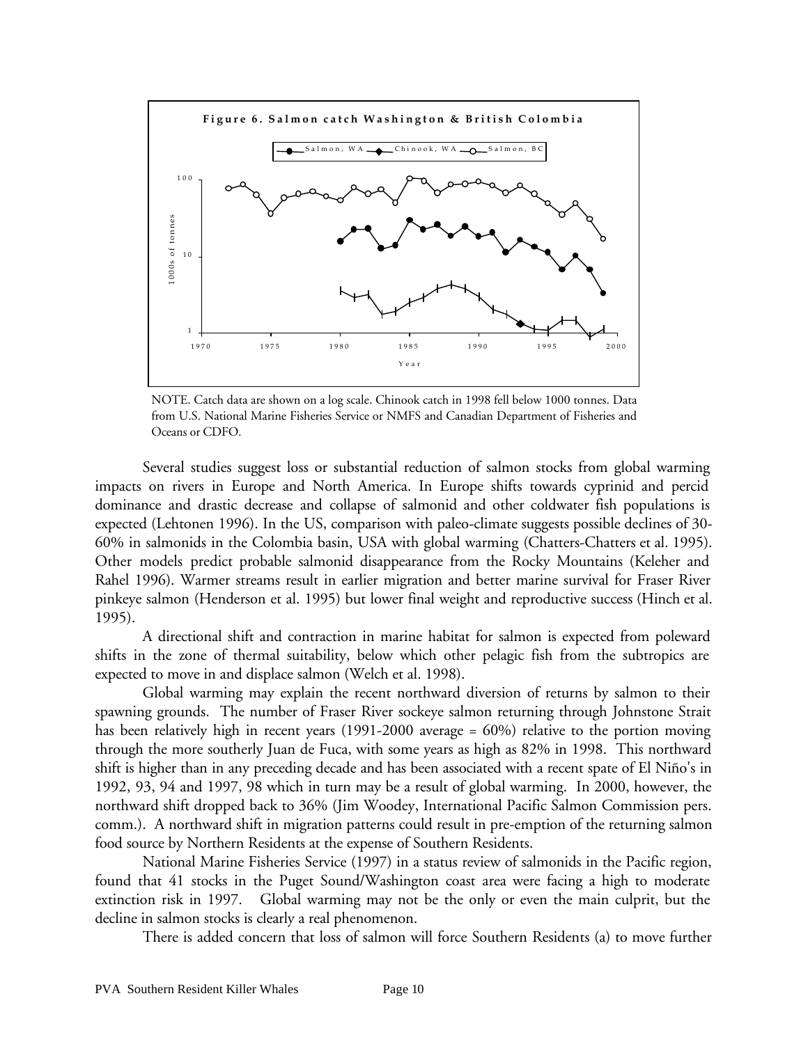**Figure 6. Salmon catch Washington & British Colombia**

NOTE. Catch data are shown on a log scale. Chinook catch in 1998 fell below 1000 tonnes. Data from U.S. National Marine Fisheries Service or NMFS and Canadian Department of Fisheries and Oceans or CDFO.

Several studies suggest loss or substantial reduction of salmon stocks from global warming impacts on rivers in Europe and North America. In Europe shifts towards cyprinid and percid dominance and drastic decrease and collapse of salmonid and other coldwater fish populations is expected (Lehtonen 1996). In the US, comparison with paleo-climate suggests possible declines of 30-60% in salmonids in the Colombia basin, USA with global warming (Chatters-Chatters et al. 1995). Other models predict probable salmonid disappearance from the Rocky Mountains (Keleher and Rahel 1996). Warmer streams result in earlier migration and better marine survival for Fraser River pinkeye salmon (Henderson et al. 1995) but lower final weight and reproductive success (Hinch et al. 1995).

A directional shift and contraction in marine habitat for salmon is expected from poleward shifts in the zone of thermal suitability, below which other pelagic fish from the subtropics are expected to move in and displace salmon (Welch et al. 1998).

Global warming may explain the recent northward diversion of returns by salmon to their spawning grounds. The number of Fraser River sockeye salmon returning through Johnstone Strait has been relatively high in recent years (1991-2000 average = 60%) relative to the portion moving through the more southerly Juan de Fuca, with some years as high as 82% in 1998. This northward shift is higher than in any preceding decade and has been associated with a recent spate of El Niño's in 1992, 93, 94 and 1997, 98 which in turn may be a result of global warming. In 2000, however, the northward shift dropped back to 36% (Jim Woodey, International Pacific Salmon Commission pers. comm.). A northward shift in migration patterns could result in pre-emption of the returning salmon food source by Northern Residents at the expense of Southern Residents.

National Marine Fisheries Service (1997) in a status review of salmonids in the Pacific region, found that 41 stocks in the Puget Sound/Washington coast area were facing a high to moderate extinction risk in 1997. Global warming may not be the only or even the main culprit, but the decline in salmon stocks is clearly a real phenomenon.

There is added concern that loss of salmon will force Southern Residents (a) to move further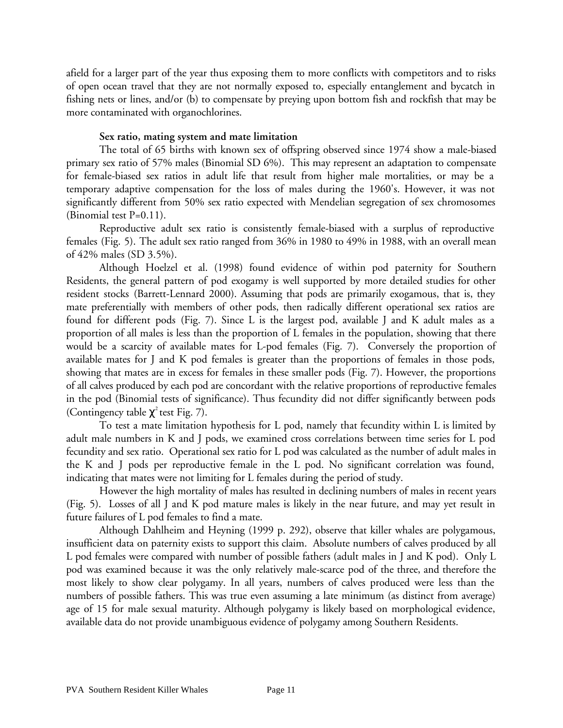afield for a larger part of the year thus exposing them to more conflicts with competitors and to risks of open ocean travel that they are not normally exposed to, especially entanglement and bycatch in fishing nets or lines, and/or (b) to compensate by preying upon bottom fish and rockfish that may be more contaminated with organochlorines.

### Sex ratio, mating system and mate limitation

The total of 65 births with known sex of offspring observed since 1974 show a male-biased primary sex ratio of 57% males (Binomial SD 6%). This may represent an adaptation to compensate for female-biased sex ratios in adult life that result from higher male mortalities, or may be a temporary adaptive compensation for the loss of males during the 1960's. However, it was not significantly different from 50% sex ratio expected with Mendelian segregation of sex chromosomes (Binomial test P=0.11).

Reproductive adult sex ratio is consistently female-biased with a surplus of reproductive females (Fig. 5). The adult sex ratio ranged from 36% in 1980 to 49% in 1988, with an overall mean of 42% males (SD 3.5%).

Although Hoelzel et al. (1998) found evidence of within pod paternity for Southern Residents, the general pattern of pod exogamy is well supported by more detailed studies for other resident stocks (Barrett-Lennard 2000). Assuming that pods are primarily exogamous, that is, they mate preferentially with members of other pods, then radically different operational sex ratios are found for different pods (Fig. 7). Since L is the largest pod, available J and K adult males as a proportion of all males is less than the proportion of L females in the population, showing that there would be a scarcity of available mates for L-pod females (Fig. 7). Conversely the proportion of available mates for J and K pod females is greater than the proportions of females in those pods, showing that mates are in excess for females in these smaller pods (Fig. 7). However, the proportions of all calves produced by each pod are concordant with the relative proportions of reproductive females in the pod (Binomial tests of significance). Thus fecundity did not differ significantly between pods (Contingency table $\chi^2$ test Fig. 7).

To test a mate limitation hypothesis for L pod, namely that fecundity within L is limited by adult male numbers in K and J pods, we examined cross correlations between time series for L pod fecundity and sex ratio. Operational sex ratio for L pod was calculated as the number of adult males in the K and J pods per reproductive female in the L pod. No significant correlation was found, indicating that mates were not limiting for L females during the period of study.

However the high mortality of males has resulted in declining numbers of males in recent years (Fig. 5). Losses of all J and K pod mature males is likely in the near future, and may yet result in future failures of L pod females to find a mate.

Although Dahlheim and Heyning (1999 p. 292), observe that killer whales are polygamous, insufficient data on paternity exists to support this claim. Absolute numbers of calves produced by all L pod females were compared with number of possible fathers (adult males in J and K pod). Only L pod was examined because it was the only relatively male-scarce pod of the three, and therefore the most likely to show clear polygamy. In all years, numbers of calves produced were less than the numbers of possible fathers. This was true even assuming a late minimum (as distinct from average) age of 15 for male sexual maturity. Although polygamy is likely based on morphological evidence, available data do not provide unambiguous evidence of polygamy among Southern Residents.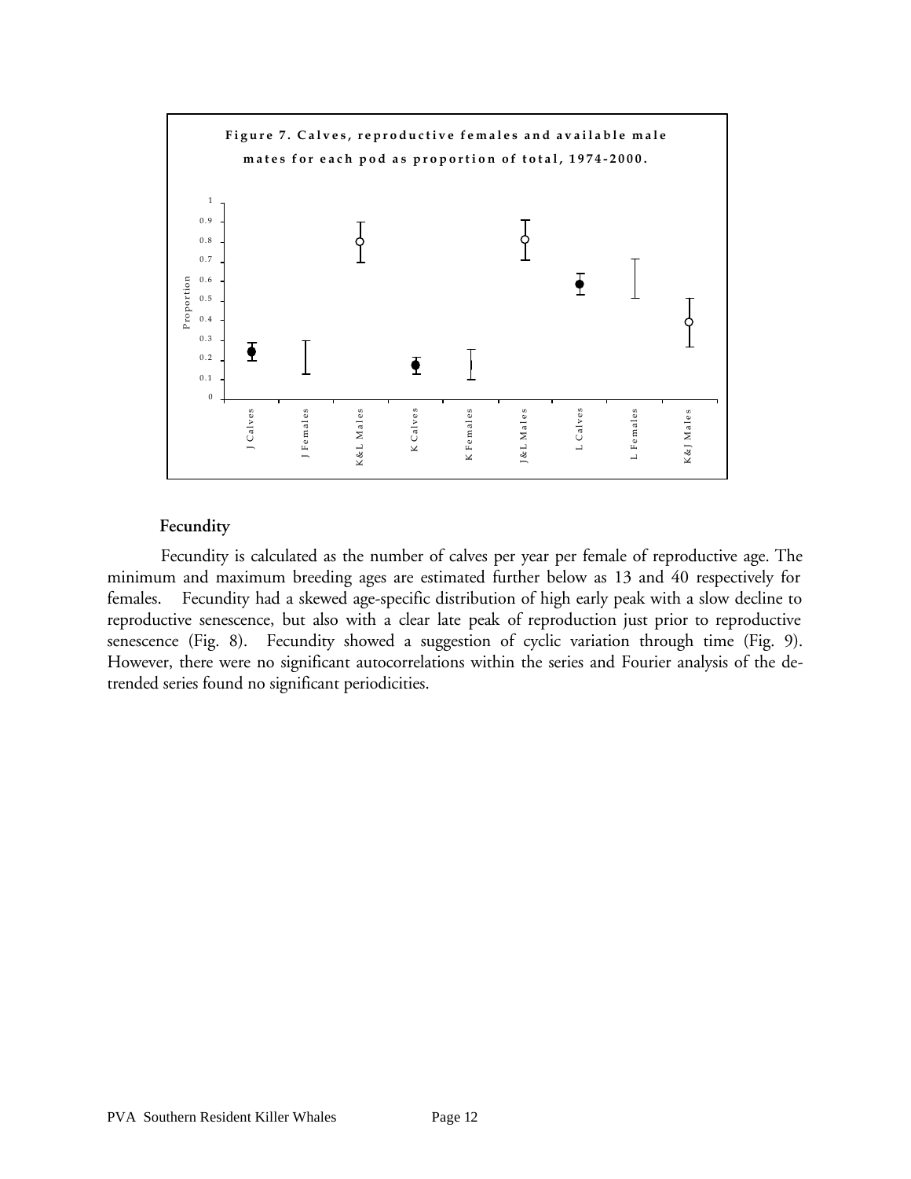**Figure 7. Calves, reproductive females and available male mates for each pod as proportion of total, 1974-2000.**

### Fecundity

Fecundity is calculated as the number of calves per year per female of reproductive age. The minimum and maximum breeding ages are estimated further below as 13 and 40 respectively for females. Fecundity had a skewed age-specific distribution of high early peak with a slow decline to reproductive senescence, but also with a clear late peak of reproduction just prior to reproductive senescence (Fig. 8). Fecundity showed a suggestion of cyclic variation through time (Fig. 9). However, there were no significant autocorrelations within the series and Fourier analysis of the de-trended series found no significant periodicities.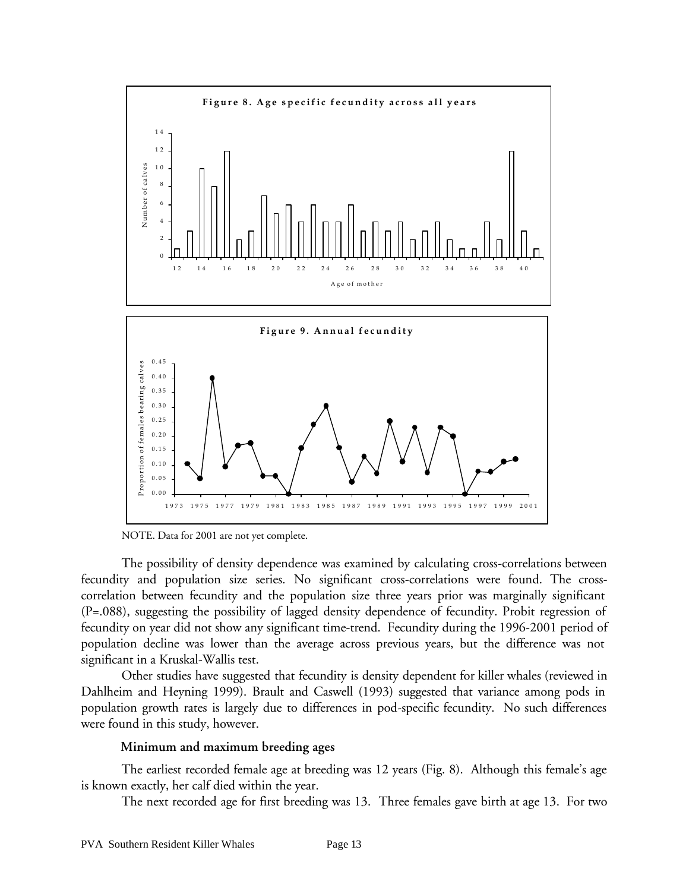**Figure 8. Age specific fecundity across all years**

**Figure 9. Annual fecundity**

NOTE. Data for 2001 are not yet complete.

The possibility of density dependence was examined by calculating cross-correlations between fecundity and population size series. No significant cross-correlations were found. The cross-correlation between fecundity and the population size three years prior was marginally significant (P=.088), suggesting the possibility of lagged density dependence of fecundity. Probit regression of fecundity on year did not show any significant time-trend. Fecundity during the 1996-2001 period of population decline was lower than the average across previous years, but the difference was not significant in a Kruskal-Wallis test.

Other studies have suggested that fecundity is density dependent for killer whales (reviewed in Dahlheim and Heyning 1999). Brault and Caswell (1993) suggested that variance among pods in population growth rates is largely due to differences in pod-specific fecundity. No such differences were found in this study, however.

### Minimum and maximum breeding ages

The earliest recorded female age at breeding was 12 years (Fig. 8). Although this female's age is known exactly, her calf died within the year.

The next recorded age for first breeding was 13. Three females gave birth at age 13. For two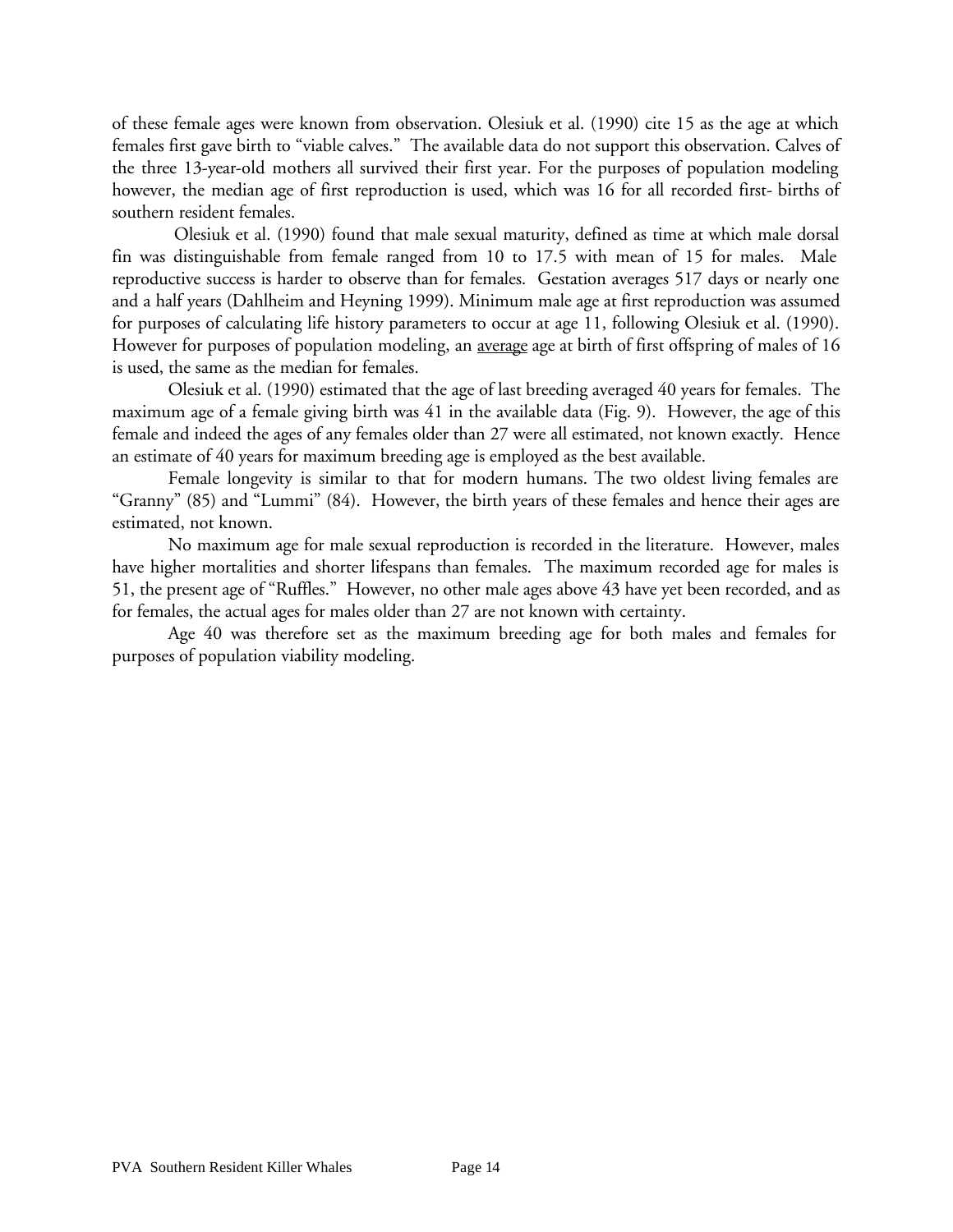of these female ages were known from observation. Olesiuk et al. (1990) cite 15 as the age at which females first gave birth to "viable calves." The available data do not support this observation. Calves of the three 13-year-old mothers all survived their first year. For the purposes of population modeling however, the median age of first reproduction is used, which was 16 for all recorded first- births of southern resident females.

Olesiuk et al. (1990) found that male sexual maturity, defined as time at which male dorsal fin was distinguishable from female ranged from 10 to 17.5 with mean of 15 for males. Male reproductive success is harder to observe than for females. Gestation averages 517 days or nearly one and a half years (Dahlheim and Heyning 1999). Minimum male age at first reproduction was assumed for purposes of calculating life history parameters to occur at age 11, following Olesiuk et al. (1990). However for purposes of population modeling, an <u>average</u> age at birth of first offspring of males of 16 is used, the same as the median for females.

Olesiuk et al. (1990) estimated that the age of last breeding averaged 40 years for females. The maximum age of a female giving birth was 41 in the available data (Fig. 9). However, the age of this female and indeed the ages of any females older than 27 were all estimated, not known exactly. Hence an estimate of 40 years for maximum breeding age is employed as the best available.

Female longevity is similar to that for modern humans. The two oldest living females are "Granny" (85) and "Lummi" (84). However, the birth years of these females and hence their ages are estimated, not known.

No maximum age for male sexual reproduction is recorded in the literature. However, males have higher mortalities and shorter lifespans than females. The maximum recorded age for males is 51, the present age of "Ruffles." However, no other male ages above 43 have yet been recorded, and as for females, the actual ages for males older than 27 are not known with certainty.

Age 40 was therefore set as the maximum breeding age for both males and females for purposes of population viability modeling.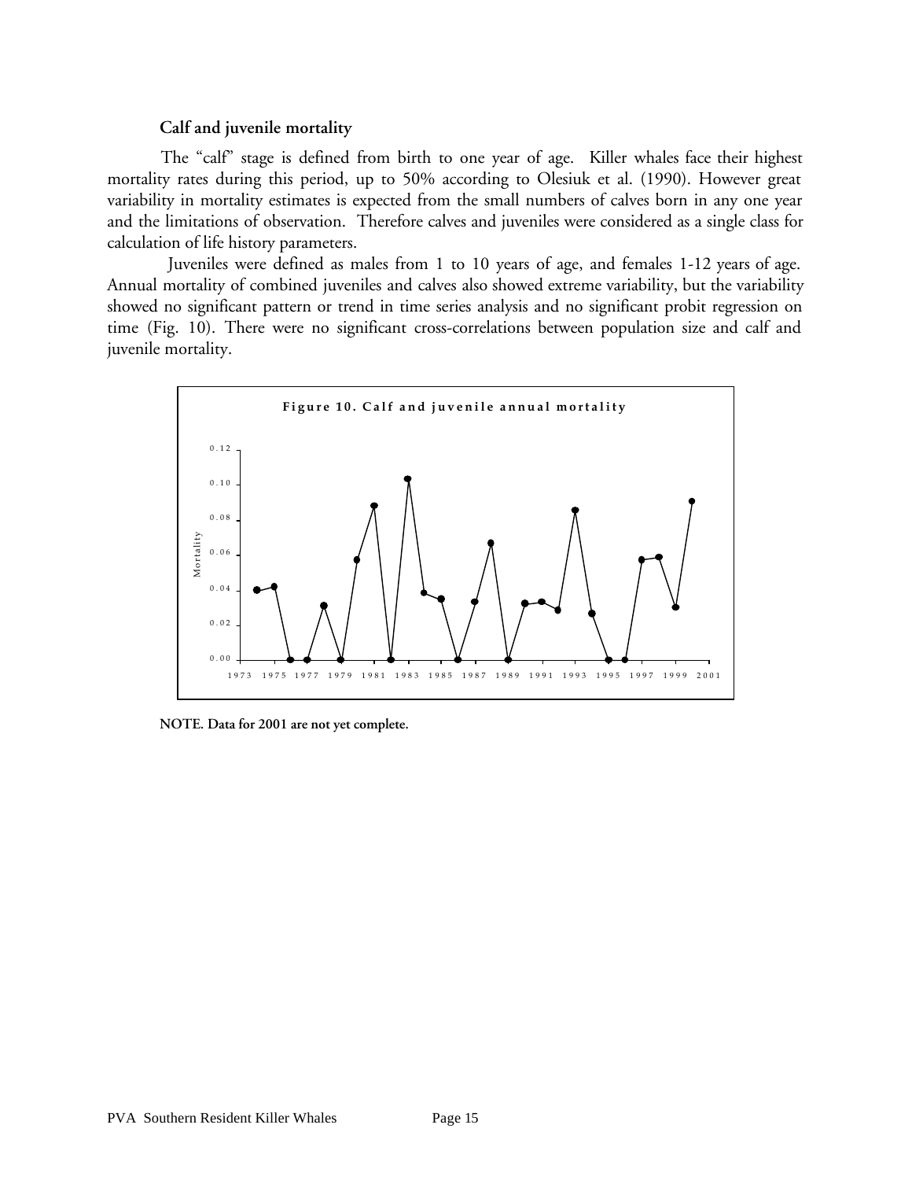**Calf and juvenile mortality**

The "calf" stage is defined from birth to one year of age. Killer whales face their highest mortality rates during this period, up to 50% according to Olesiuk et al. (1990). However great variability in mortality estimates is expected from the small numbers of calves born in any one year and the limitations of observation. Therefore calves and juveniles were considered as a single class for calculation of life history parameters.

Juveniles were defined as males from 1 to 10 years of age, and females 1-12 years of age. Annual mortality of combined juveniles and calves also showed extreme variability, but the variability showed no significant pattern or trend in time series analysis and no significant probit regression on time (Fig. 10). There were no significant cross-correlations between population size and calf and juvenile mortality.

**Figure 10. Calf and juvenile annual mortality**

**NOTE. Data for 2001 are not yet complete.**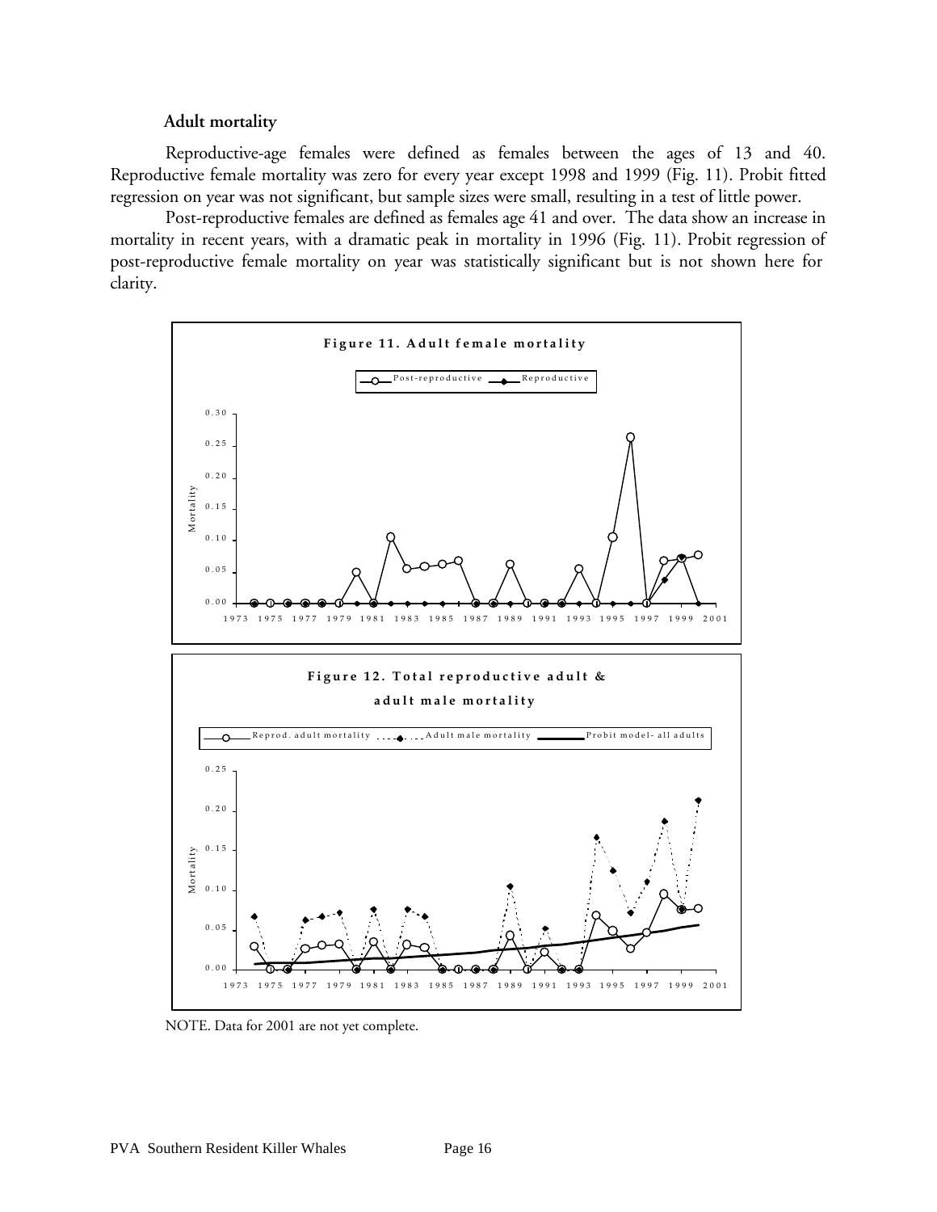### Adult mortality

Reproductive-age females were defined as females between the ages of 13 and 40. Reproductive female mortality was zero for every year except 1998 and 1999 (Fig. 11). Probit fitted regression on year was not significant, but sample sizes were small, resulting in a test of little power.

Post-reproductive females are defined as females age 41 and over. The data show an increase in mortality in recent years, with a dramatic peak in mortality in 1996 (Fig. 11). Probit regression of post-reproductive female mortality on year was statistically significant but is not shown here for clarity.

**Figure 11. Adult female mortality**

**Figure 12. Total reproductive adult & adult male mortality**

NOTE. Data for 2001 are not yet complete.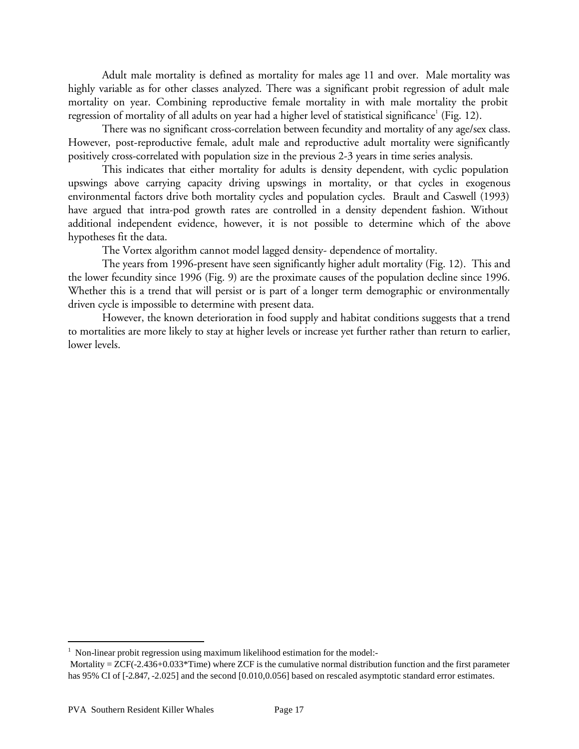Adult male mortality is defined as mortality for males age 11 and over. Male mortality was highly variable as for other classes analyzed. There was a significant probit regression of adult male mortality on year. Combining reproductive female mortality in with male mortality the probit regression of mortality of all adults on year had a higher level of statistical significance[1] (Fig. 12).

There was no significant cross-correlation between fecundity and mortality of any age/sex class. However, post-reproductive female, adult male and reproductive adult mortality were significantly positively cross-correlated with population size in the previous 2-3 years in time series analysis.

This indicates that either mortality for adults is density dependent, with cyclic population upswings above carrying capacity driving upswings in mortality, or that cycles in exogenous environmental factors drive both mortality cycles and population cycles. Brault and Caswell (1993) have argued that intra-pod growth rates are controlled in a density dependent fashion. Without additional independent evidence, however, it is not possible to determine which of the above hypotheses fit the data.

The Vortex algorithm cannot model lagged density- dependence of mortality.

The years from 1996-present have seen significantly higher adult mortality (Fig. 12). This and the lower fecundity since 1996 (Fig. 9) are the proximate causes of the population decline since 1996. Whether this is a trend that will persist or is part of a longer term demographic or environmentally driven cycle is impossible to determine with present data.

However, the known deterioration in food supply and habitat conditions suggests that a trend to mortalities are more likely to stay at higher levels or increase yet further rather than return to earlier, lower levels.

---

[1] Non-linear probit regression using maximum likelihood estimation for the model:-
Mortality = ZCF(-2.436+0.033*Time) where ZCF is the cumulative normal distribution function and the first parameter has 95% CI of [-2.847, -2.025] and the second [0.010,0.056] based on rescaled asymptotic standard error estimates.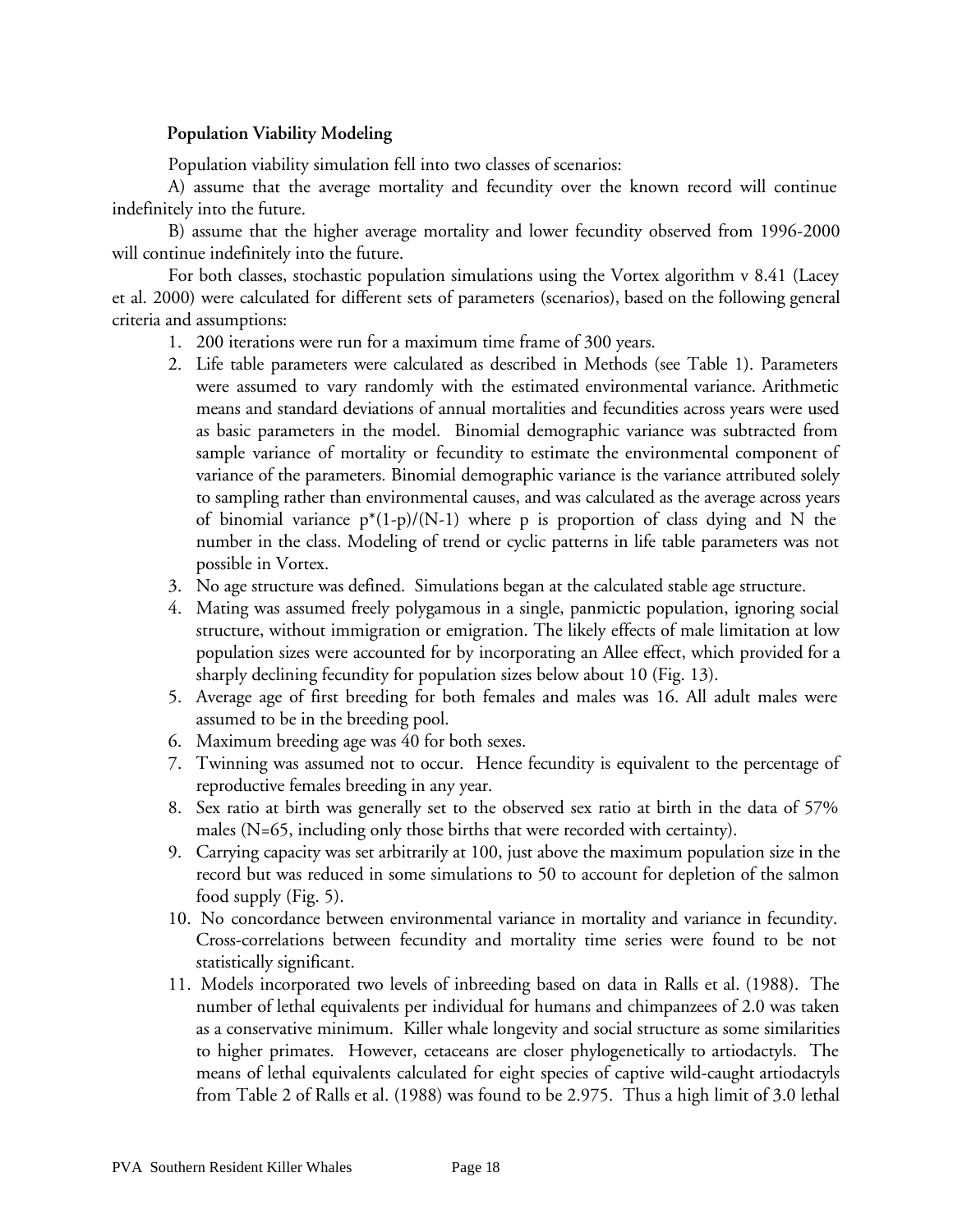**Population Viability Modeling**

Population viability simulation fell into two classes of scenarios:

A) assume that the average mortality and fecundity over the known record will continue indefinitely into the future.

B) assume that the higher average mortality and lower fecundity observed from 1996-2000 will continue indefinitely into the future.

For both classes, stochastic population simulations using the Vortex algorithm v 8.41 (Lacey et al. 2000) were calculated for different sets of parameters (scenarios), based on the following general criteria and assumptions:

1. 200 iterations were run for a maximum time frame of 300 years.
2. Life table parameters were calculated as described in Methods (see Table 1). Parameters were assumed to vary randomly with the estimated environmental variance. Arithmetic means and standard deviations of annual mortalities and fecundities across years were used as basic parameters in the model. Binomial demographic variance was subtracted from sample variance of mortality or fecundity to estimate the environmental component of variance of the parameters. Binomial demographic variance is the variance attributed solely to sampling rather than environmental causes, and was calculated as the average across years of binomial variance $p^*(1-p)/(N-1)$ where p is proportion of class dying and N the number in the class. Modeling of trend or cyclic patterns in life table parameters was not possible in Vortex.
3. No age structure was defined. Simulations began at the calculated stable age structure.
4. Mating was assumed freely polygamous in a single, panmictic population, ignoring social structure, without immigration or emigration. The likely effects of male limitation at low population sizes were accounted for by incorporating an Allee effect, which provided for a sharply declining fecundity for population sizes below about 10 (Fig. 13).
5. Average age of first breeding for both females and males was 16. All adult males were assumed to be in the breeding pool.
6. Maximum breeding age was 40 for both sexes.
7. Twinning was assumed not to occur. Hence fecundity is equivalent to the percentage of reproductive females breeding in any year.
8. Sex ratio at birth was generally set to the observed sex ratio at birth in the data of 57% males (N=65, including only those births that were recorded with certainty).
9. Carrying capacity was set arbitrarily at 100, just above the maximum population size in the record but was reduced in some simulations to 50 to account for depletion of the salmon food supply (Fig. 5).
10. No concordance between environmental variance in mortality and variance in fecundity. Cross-correlations between fecundity and mortality time series were found to be not statistically significant.
11. Models incorporated two levels of inbreeding based on data in Ralls et al. (1988). The number of lethal equivalents per individual for humans and chimpanzees of 2.0 was taken as a conservative minimum. Killer whale longevity and social structure as some similarities to higher primates. However, cetaceans are closer phylogenetically to artiodactyls. The means of lethal equivalents calculated for eight species of captive wild-caught artiodactyls from Table 2 of Ralls et al. (1988) was found to be 2.975. Thus a high limit of 3.0 lethal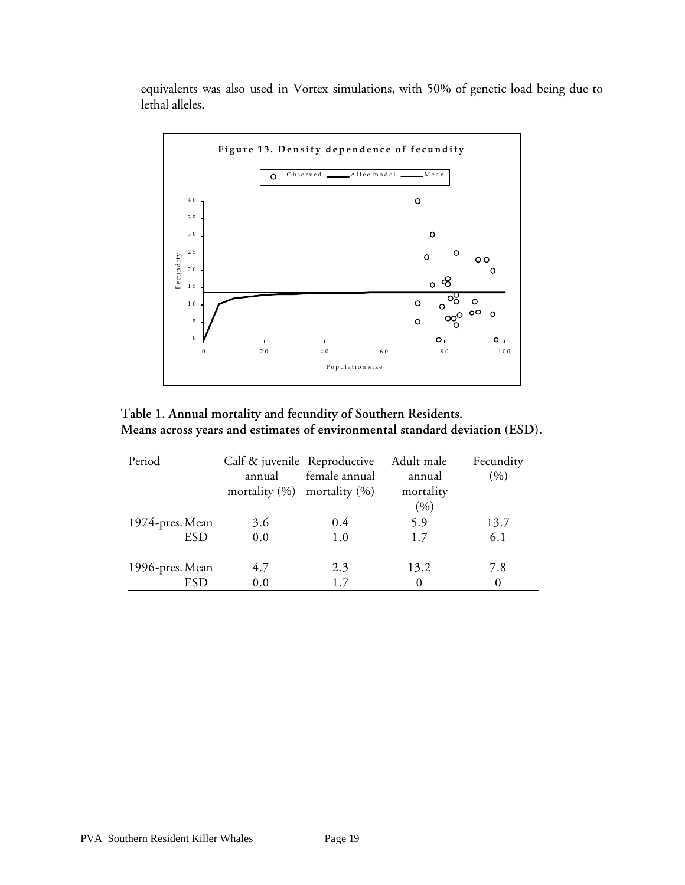equivalents was also used in Vortex simulations, with 50% of genetic load being due to lethal alleles.

**Figure 13. Density dependence of fecundity**

**Table 1. Annual mortality and fecundity of Southern Residents. Means across years and estimates of environmental standard deviation (ESD).**

| Period | | Calf & juvenile annual mortality (%) | Reproductive female annual mortality (%) | Adult male annual mortality (%) | Fecundity (%) |
|---|---|---|---|---|---|
| 1974-pres. | Mean | 3.6 | 0.4 | 5.9 | 13.7 |
| | ESD | 0.0 | 1.0 | 1.7 | 6.1 |
| 1996-pres. | Mean | 4.7 | 2.3 | 13.2 | 7.8 |
| | ESD | 0.0 | 1.7 | 0 | 0 |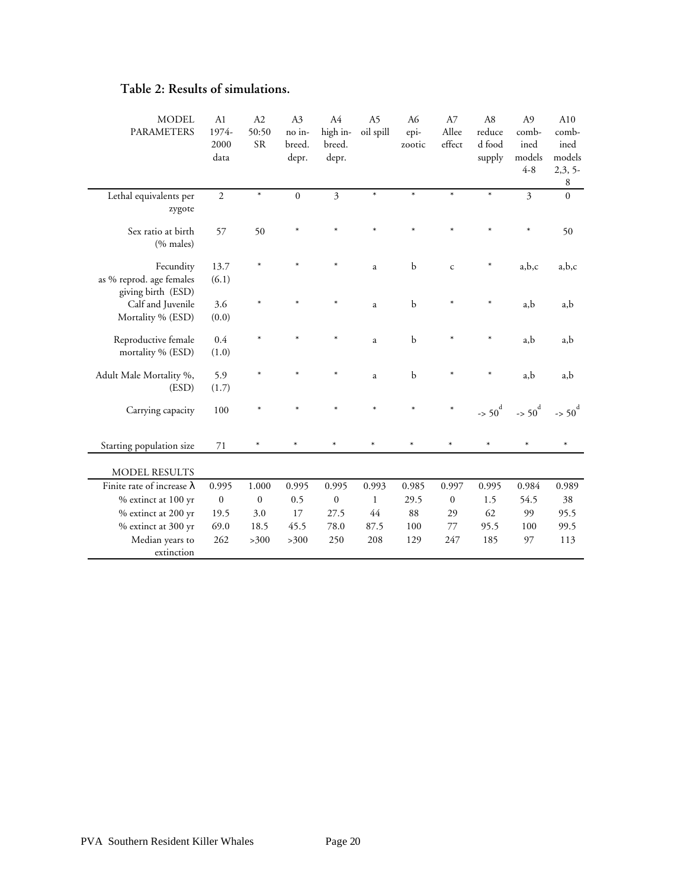## Table 2: Results of simulations.

| MODEL PARAMETERS | A1 1974-2000 data | A2 50:50 SR | A3 no in-breed. depr. | A4 high in-breed. depr. | A5 oil spill | A6 epi-zootic | A7 Allee effect | A8 reduced food supply | A9 comb-ined models 4-8 | A10 comb-ined models 2,3, 5-8 |
|---|---|---|---|---|---|---|---|---|---|---|
| Lethal equivalents per zygote | 2 | * | 0 | 3 | * | * | * | * | 3 | 0 |
| Sex ratio at birth (% males) | 57 | 50 | * | * | * | * | * | * | * | 50 |
| Fecundity as % reprod. age females giving birth (ESD) | 13.7 (6.1) | * | * | * | a | b | c | * | a,b,c | a,b,c |
| Calf and Juvenile Mortality % (ESD) | 3.6 (0.0) | * | * | * | a | b | * | * | a,b | a,b |
| Reproductive female mortality % (ESD) | 0.4 (1.0) | * | * | * | a | b | * | * | a,b | a,b |
| Adult Male Mortality %, (ESD) | 5.9 (1.7) | * | * | * | a | b | * | * | a,b | a,b |
| Carrying capacity | 100 | * | * | * | * | * | * | -> 50[d] | -> 50[d] | -> 50[d] |
| Starting population size | 71 | * | * | * | * | * | * | * | * | * |
| **MODEL RESULTS** | | | | | | | | | | |
| Finite rate of increase $\lambda$ | 0.995 | 1.000 | 0.995 | 0.995 | 0.993 | 0.985 | 0.997 | 0.995 | 0.984 | 0.989 |
| % extinct at 100 yr | 0 | 0 | 0.5 | 0 | 1 | 29.5 | 0 | 1.5 | 54.5 | 38 |
| % extinct at 200 yr | 19.5 | 3.0 | 17 | 27.5 | 44 | 88 | 29 | 62 | 99 | 95.5 |
| % extinct at 300 yr | 69.0 | 18.5 | 45.5 | 78.0 | 87.5 | 100 | 77 | 95.5 | 100 | 99.5 |
| Median years to extinction | 262 | >300 | >300 | 250 | 208 | 129 | 247 | 185 | 97 | 113 |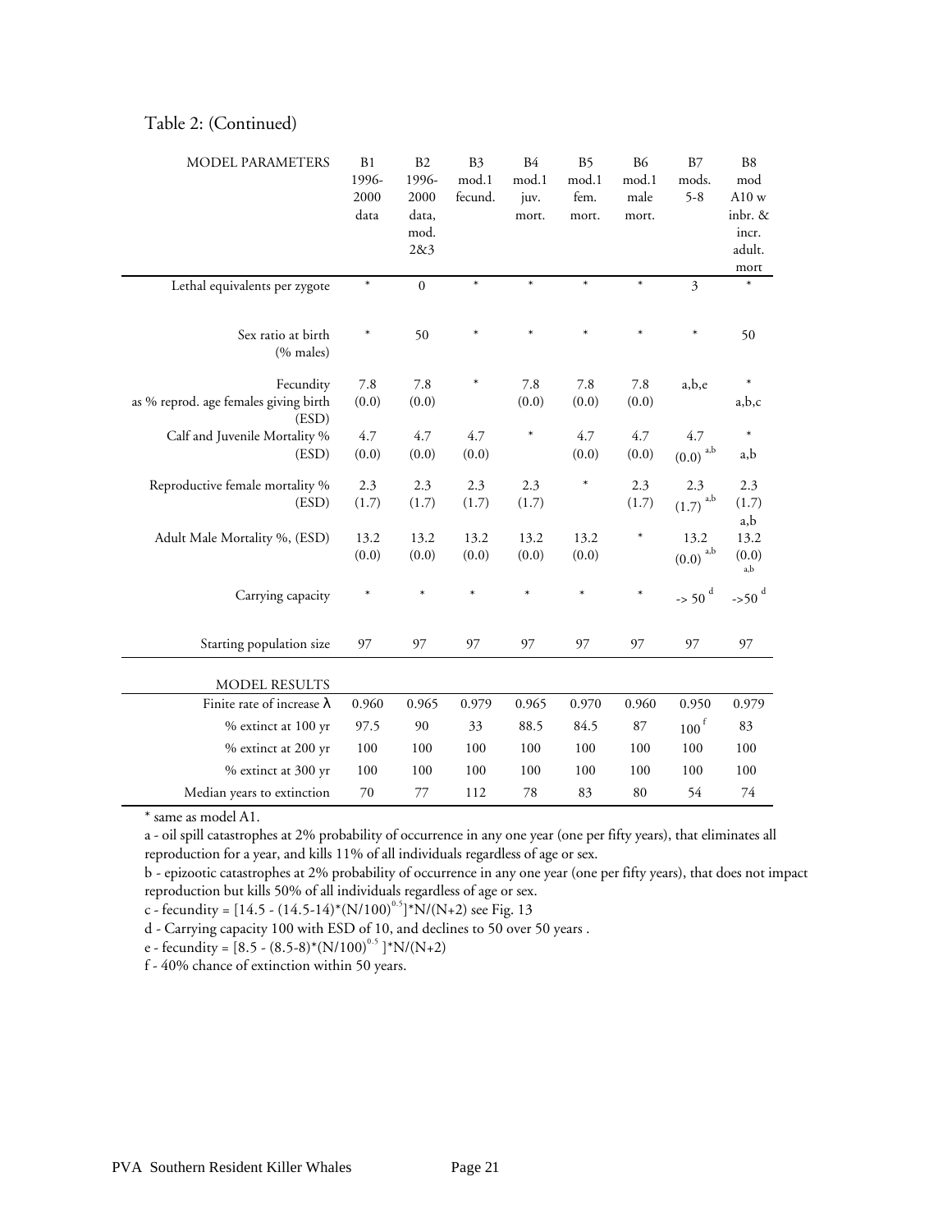Table 2: (Continued)

| MODEL PARAMETERS | B1 1996-2000 data | B2 1996-2000 data, mod. 2&3 | B3 mod.1 fecund. | B4 mod.1 juv. mort. | B5 mod.1 fem. mort. | B6 mod.1 male mort. | B7 mods. 5-8 | B8 mod A10 w inbr. & incr. adult. mort |
|---|---|---|---|---|---|---|---|---|
| Lethal equivalents per zygote | * | 0 | * | * | * | * | 3 | * |
| Sex ratio at birth (% males) | * | 50 | * | * | * | * | * | 50 |
| Fecundity as % reprod. age females giving birth (ESD) | 7.8 (0.0) | 7.8 (0.0) | * | 7.8 (0.0) | 7.8 (0.0) | 7.8 (0.0) | a,b,e | * a,b,c |
| Calf and Juvenile Mortality % (ESD) | 4.7 (0.0) | 4.7 (0.0) | 4.7 (0.0) | * | 4.7 (0.0) | 4.7 (0.0) | 4.7 (0.0) [a,b] | * a,b |
| Reproductive female mortality % (ESD) | 2.3 (1.7) | 2.3 (1.7) | 2.3 (1.7) | 2.3 (1.7) | * | 2.3 (1.7) | 2.3 (1.7) [a,b] | 2.3 (1.7) a,b |
| Adult Male Mortality %, (ESD) | 13.2 (0.0) | 13.2 (0.0) | 13.2 (0.0) | 13.2 (0.0) | 13.2 (0.0) | * | 13.2 (0.0) [a,b] | 13.2 (0.0) a,b |
| Carrying capacity | * | * | * | * | * | * | -> 50 [d] | ->50 [d] |
| Starting population size | 97 | 97 | 97 | 97 | 97 | 97 | 97 | 97 |
| **MODEL RESULTS** | | | | | | | | |
| Finite rate of increase $\lambda$ | 0.960 | 0.965 | 0.979 | 0.965 | 0.970 | 0.960 | 0.950 | 0.979 |
| % extinct at 100 yr | 97.5 | 90 | 33 | 88.5 | 84.5 | 87 | 100 [f] | 83 |
| % extinct at 200 yr | 100 | 100 | 100 | 100 | 100 | 100 | 100 | 100 |
| % extinct at 300 yr | 100 | 100 | 100 | 100 | 100 | 100 | 100 | 100 |
| Median years to extinction | 70 | 77 | 112 | 78 | 83 | 80 | 54 | 74 |

* same as model A1.

a - oil spill catastrophes at 2% probability of occurrence in any one year (one per fifty years), that eliminates all reproduction for a year, and kills 11% of all individuals regardless of age or sex.

b - epizootic catastrophes at 2% probability of occurrence in any one year (one per fifty years), that does not impact reproduction but kills 50% of all individuals regardless of age or sex.

c - fecundity = $[14.5 - (14.5\text{-}14)*(N/100)^{0.5}]*N/(N+2)$ see Fig. 13

d - Carrying capacity 100 with ESD of 10, and declines to 50 over 50 years .

e - fecundity = $[8.5 - (8.5\text{-}8)*(N/100)^{0.5}]*N/(N+2)$

f - 40% chance of extinction within 50 years.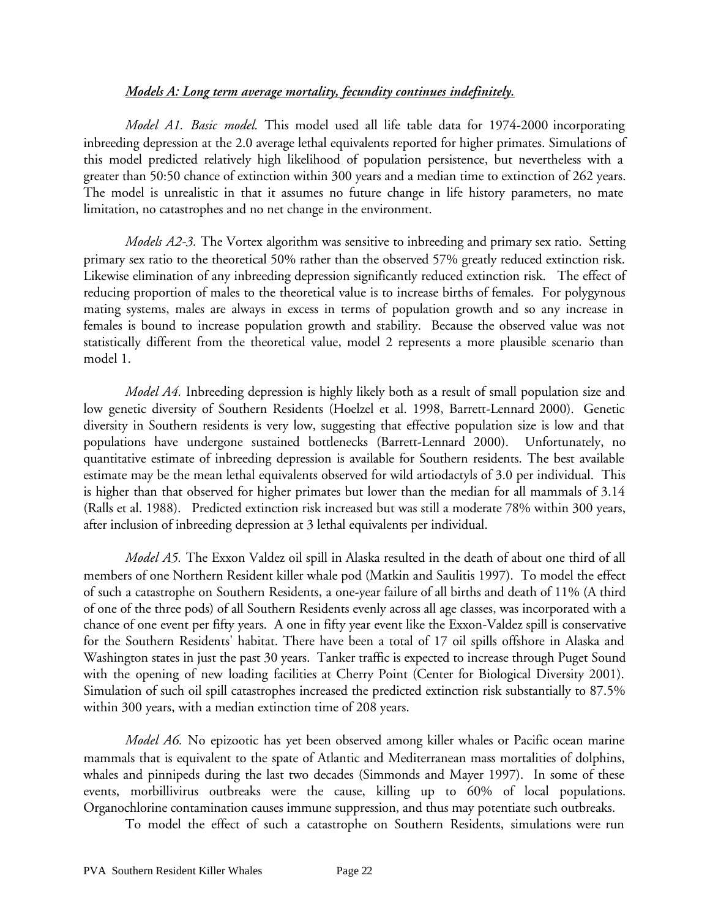***Models A: Long term average mortality, fecundity continues indefinitely.***

*Model A1. Basic model.* This model used all life table data for 1974-2000 incorporating inbreeding depression at the 2.0 average lethal equivalents reported for higher primates. Simulations of this model predicted relatively high likelihood of population persistence, but nevertheless with a greater than 50:50 chance of extinction within 300 years and a median time to extinction of 262 years. The model is unrealistic in that it assumes no future change in life history parameters, no mate limitation, no catastrophes and no net change in the environment.

*Models A2-3.* The Vortex algorithm was sensitive to inbreeding and primary sex ratio. Setting primary sex ratio to the theoretical 50% rather than the observed 57% greatly reduced extinction risk. Likewise elimination of any inbreeding depression significantly reduced extinction risk. The effect of reducing proportion of males to the theoretical value is to increase births of females. For polygynous mating systems, males are always in excess in terms of population growth and so any increase in females is bound to increase population growth and stability. Because the observed value was not statistically different from the theoretical value, model 2 represents a more plausible scenario than model 1.

*Model A4.* Inbreeding depression is highly likely both as a result of small population size and low genetic diversity of Southern Residents (Hoelzel et al. 1998, Barrett-Lennard 2000). Genetic diversity in Southern residents is very low, suggesting that effective population size is low and that populations have undergone sustained bottlenecks (Barrett-Lennard 2000). Unfortunately, no quantitative estimate of inbreeding depression is available for Southern residents. The best available estimate may be the mean lethal equivalents observed for wild artiodactyls of 3.0 per individual. This is higher than that observed for higher primates but lower than the median for all mammals of 3.14 (Ralls et al. 1988). Predicted extinction risk increased but was still a moderate 78% within 300 years, after inclusion of inbreeding depression at 3 lethal equivalents per individual.

*Model A5.* The Exxon Valdez oil spill in Alaska resulted in the death of about one third of all members of one Northern Resident killer whale pod (Matkin and Saulitis 1997). To model the effect of such a catastrophe on Southern Residents, a one-year failure of all births and death of 11% (A third of one of the three pods) of all Southern Residents evenly across all age classes, was incorporated with a chance of one event per fifty years. A one in fifty year event like the Exxon-Valdez spill is conservative for the Southern Residents' habitat. There have been a total of 17 oil spills offshore in Alaska and Washington states in just the past 30 years. Tanker traffic is expected to increase through Puget Sound with the opening of new loading facilities at Cherry Point (Center for Biological Diversity 2001). Simulation of such oil spill catastrophes increased the predicted extinction risk substantially to 87.5% within 300 years, with a median extinction time of 208 years.

*Model A6.* No epizootic has yet been observed among killer whales or Pacific ocean marine mammals that is equivalent to the spate of Atlantic and Mediterranean mass mortalities of dolphins, whales and pinnipeds during the last two decades (Simmonds and Mayer 1997). In some of these events, morbillivirus outbreaks were the cause, killing up to 60% of local populations. Organochlorine contamination causes immune suppression, and thus may potentiate such outbreaks.

To model the effect of such a catastrophe on Southern Residents, simulations were run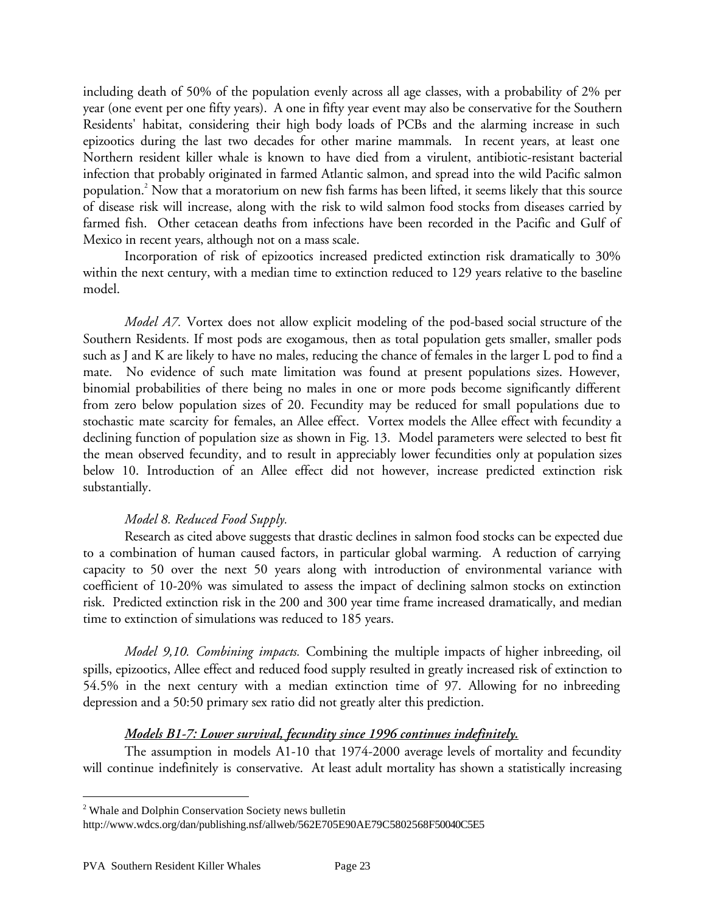including death of 50% of the population evenly across all age classes, with a probability of 2% per year (one event per one fifty years). A one in fifty year event may also be conservative for the Southern Residents' habitat, considering their high body loads of PCBs and the alarming increase in such epizootics during the last two decades for other marine mammals. In recent years, at least one Northern resident killer whale is known to have died from a virulent, antibiotic-resistant bacterial infection that probably originated in farmed Atlantic salmon, and spread into the wild Pacific salmon population.[2] Now that a moratorium on new fish farms has been lifted, it seems likely that this source of disease risk will increase, along with the risk to wild salmon food stocks from diseases carried by farmed fish. Other cetacean deaths from infections have been recorded in the Pacific and Gulf of Mexico in recent years, although not on a mass scale.

Incorporation of risk of epizootics increased predicted extinction risk dramatically to 30% within the next century, with a median time to extinction reduced to 129 years relative to the baseline model.

*Model A7.* Vortex does not allow explicit modeling of the pod-based social structure of the Southern Residents. If most pods are exogamous, then as total population gets smaller, smaller pods such as J and K are likely to have no males, reducing the chance of females in the larger L pod to find a mate. No evidence of such mate limitation was found at present populations sizes. However, binomial probabilities of there being no males in one or more pods become significantly different from zero below population sizes of 20. Fecundity may be reduced for small populations due to stochastic mate scarcity for females, an Allee effect. Vortex models the Allee effect with fecundity a declining function of population size as shown in Fig. 13. Model parameters were selected to best fit the mean observed fecundity, and to result in appreciably lower fecundities only at population sizes below 10. Introduction of an Allee effect did not however, increase predicted extinction risk substantially.

*Model 8. Reduced Food Supply.*

Research as cited above suggests that drastic declines in salmon food stocks can be expected due to a combination of human caused factors, in particular global warming. A reduction of carrying capacity to 50 over the next 50 years along with introduction of environmental variance with coefficient of 10-20% was simulated to assess the impact of declining salmon stocks on extinction risk. Predicted extinction risk in the 200 and 300 year time frame increased dramatically, and median time to extinction of simulations was reduced to 185 years.

*Model 9,10. Combining impacts.* Combining the multiple impacts of higher inbreeding, oil spills, epizootics, Allee effect and reduced food supply resulted in greatly increased risk of extinction to 54.5% in the next century with a median extinction time of 97. Allowing for no inbreeding depression and a 50:50 primary sex ratio did not greatly alter this prediction.

***Models B1-7: Lower survival, fecundity since 1996 continues indefinitely.***

The assumption in models A1-10 that 1974-2000 average levels of mortality and fecundity will continue indefinitely is conservative. At least adult mortality has shown a statistically increasing

[2] Whale and Dolphin Conservation Society news bulletin
http://www.wdcs.org/dan/publishing.nsf/allweb/562E705E90AE79C5802568F50040C5E5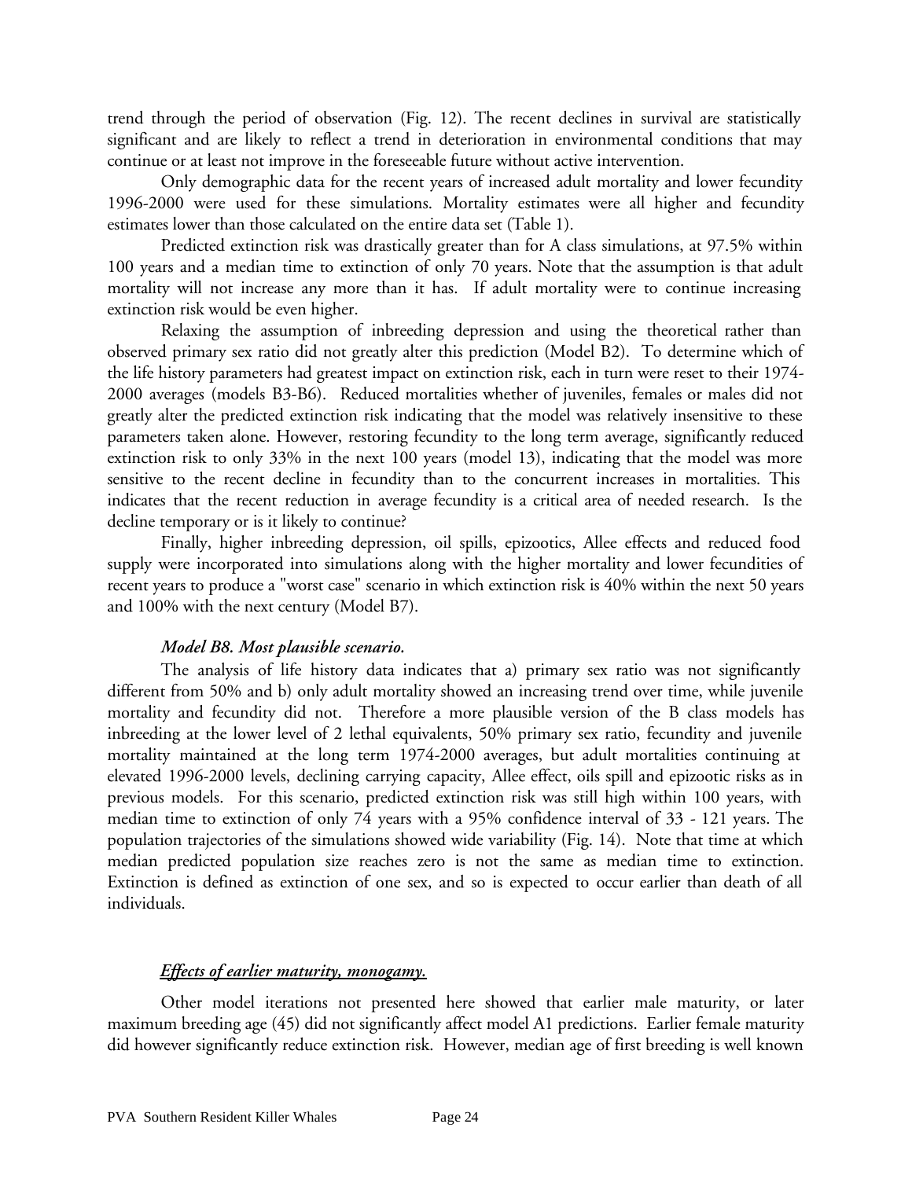trend through the period of observation (Fig. 12). The recent declines in survival are statistically significant and are likely to reflect a trend in deterioration in environmental conditions that may continue or at least not improve in the foreseeable future without active intervention.

Only demographic data for the recent years of increased adult mortality and lower fecundity 1996-2000 were used for these simulations. Mortality estimates were all higher and fecundity estimates lower than those calculated on the entire data set (Table 1).

Predicted extinction risk was drastically greater than for A class simulations, at 97.5% within 100 years and a median time to extinction of only 70 years. Note that the assumption is that adult mortality will not increase any more than it has. If adult mortality were to continue increasing extinction risk would be even higher.

Relaxing the assumption of inbreeding depression and using the theoretical rather than observed primary sex ratio did not greatly alter this prediction (Model B2). To determine which of the life history parameters had greatest impact on extinction risk, each in turn were reset to their 1974-2000 averages (models B3-B6). Reduced mortalities whether of juveniles, females or males did not greatly alter the predicted extinction risk indicating that the model was relatively insensitive to these parameters taken alone. However, restoring fecundity to the long term average, significantly reduced extinction risk to only 33% in the next 100 years (model 13), indicating that the model was more sensitive to the recent decline in fecundity than to the concurrent increases in mortalities. This indicates that the recent reduction in average fecundity is a critical area of needed research. Is the decline temporary or is it likely to continue?

Finally, higher inbreeding depression, oil spills, epizootics, Allee effects and reduced food supply were incorporated into simulations along with the higher mortality and lower fecundities of recent years to produce a "worst case" scenario in which extinction risk is 40% within the next 50 years and 100% with the next century (Model B7).

***Model B8. Most plausible scenario.***

The analysis of life history data indicates that a) primary sex ratio was not significantly different from 50% and b) only adult mortality showed an increasing trend over time, while juvenile mortality and fecundity did not. Therefore a more plausible version of the B class models has inbreeding at the lower level of 2 lethal equivalents, 50% primary sex ratio, fecundity and juvenile mortality maintained at the long term 1974-2000 averages, but adult mortalities continuing at elevated 1996-2000 levels, declining carrying capacity, Allee effect, oils spill and epizootic risks as in previous models. For this scenario, predicted extinction risk was still high within 100 years, with median time to extinction of only 74 years with a 95% confidence interval of 33 - 121 years. The population trajectories of the simulations showed wide variability (Fig. 14). Note that time at which median predicted population size reaches zero is not the same as median time to extinction. Extinction is defined as extinction of one sex, and so is expected to occur earlier than death of all individuals.

***Effects of earlier maturity, monogamy.***

Other model iterations not presented here showed that earlier male maturity, or later maximum breeding age (45) did not significantly affect model A1 predictions. Earlier female maturity did however significantly reduce extinction risk. However, median age of first breeding is well known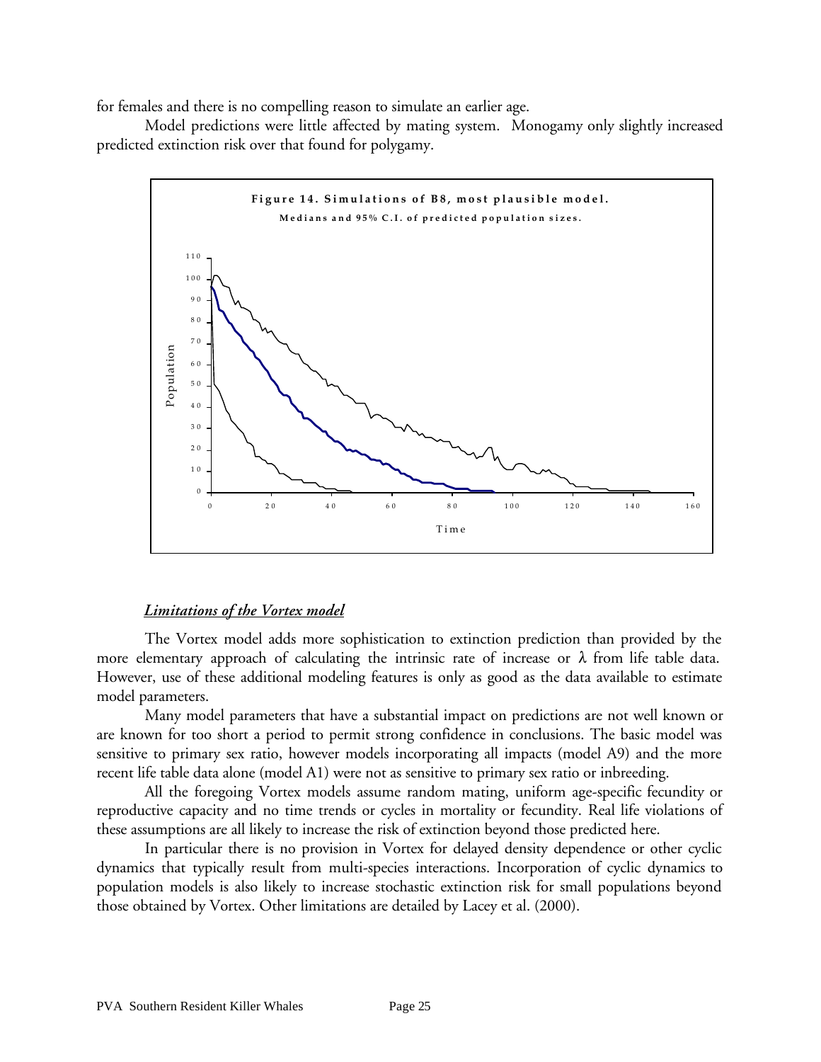for females and there is no compelling reason to simulate an earlier age.

Model predictions were little affected by mating system. Monogamy only slightly increased predicted extinction risk over that found for polygamy.

**Figure 14. Simulations of B8, most plausible model.**
**Medians and 95% C.I. of predicted population sizes.**

### *Limitations of the Vortex model*

The Vortex model adds more sophistication to extinction prediction than provided by the more elementary approach of calculating the intrinsic rate of increase or $\lambda$ from life table data. However, use of these additional modeling features is only as good as the data available to estimate model parameters.

Many model parameters that have a substantial impact on predictions are not well known or are known for too short a period to permit strong confidence in conclusions. The basic model was sensitive to primary sex ratio, however models incorporating all impacts (model A9) and the more recent life table data alone (model A1) were not as sensitive to primary sex ratio or inbreeding.

All the foregoing Vortex models assume random mating, uniform age-specific fecundity or reproductive capacity and no time trends or cycles in mortality or fecundity. Real life violations of these assumptions are all likely to increase the risk of extinction beyond those predicted here.

In particular there is no provision in Vortex for delayed density dependence or other cyclic dynamics that typically result from multi-species interactions. Incorporation of cyclic dynamics to population models is also likely to increase stochastic extinction risk for small populations beyond those obtained by Vortex. Other limitations are detailed by Lacey et al. (2000).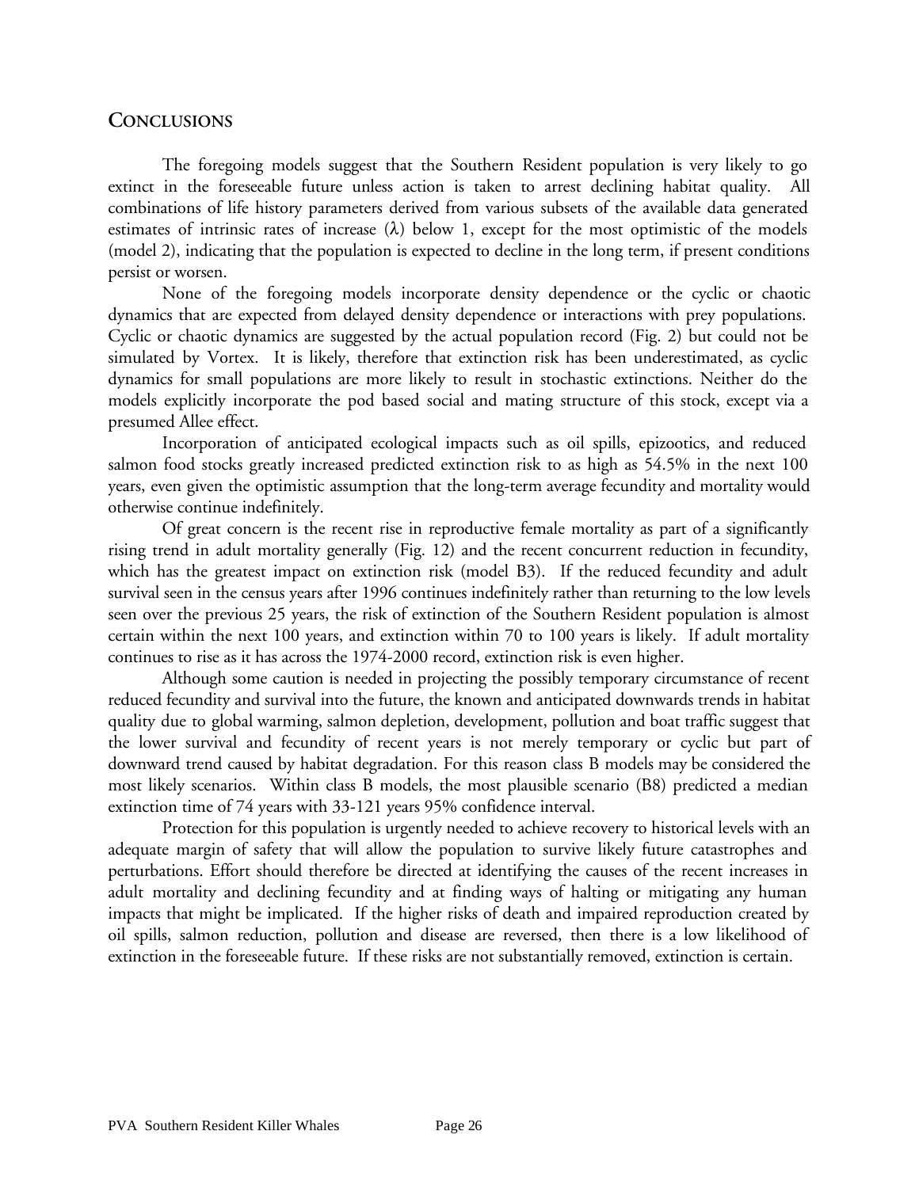## CONCLUSIONS

The foregoing models suggest that the Southern Resident population is very likely to go extinct in the foreseeable future unless action is taken to arrest declining habitat quality. All combinations of life history parameters derived from various subsets of the available data generated estimates of intrinsic rates of increase ($\lambda$) below 1, except for the most optimistic of the models (model 2), indicating that the population is expected to decline in the long term, if present conditions persist or worsen.

None of the foregoing models incorporate density dependence or the cyclic or chaotic dynamics that are expected from delayed density dependence or interactions with prey populations. Cyclic or chaotic dynamics are suggested by the actual population record (Fig. 2) but could not be simulated by Vortex. It is likely, therefore that extinction risk has been underestimated, as cyclic dynamics for small populations are more likely to result in stochastic extinctions. Neither do the models explicitly incorporate the pod based social and mating structure of this stock, except via a presumed Allee effect.

Incorporation of anticipated ecological impacts such as oil spills, epizootics, and reduced salmon food stocks greatly increased predicted extinction risk to as high as 54.5% in the next 100 years, even given the optimistic assumption that the long-term average fecundity and mortality would otherwise continue indefinitely.

Of great concern is the recent rise in reproductive female mortality as part of a significantly rising trend in adult mortality generally (Fig. 12) and the recent concurrent reduction in fecundity, which has the greatest impact on extinction risk (model B3). If the reduced fecundity and adult survival seen in the census years after 1996 continues indefinitely rather than returning to the low levels seen over the previous 25 years, the risk of extinction of the Southern Resident population is almost certain within the next 100 years, and extinction within 70 to 100 years is likely. If adult mortality continues to rise as it has across the 1974-2000 record, extinction risk is even higher.

Although some caution is needed in projecting the possibly temporary circumstance of recent reduced fecundity and survival into the future, the known and anticipated downwards trends in habitat quality due to global warming, salmon depletion, development, pollution and boat traffic suggest that the lower survival and fecundity of recent years is not merely temporary or cyclic but part of downward trend caused by habitat degradation. For this reason class B models may be considered the most likely scenarios. Within class B models, the most plausible scenario (B8) predicted a median extinction time of 74 years with 33-121 years 95% confidence interval.

Protection for this population is urgently needed to achieve recovery to historical levels with an adequate margin of safety that will allow the population to survive likely future catastrophes and perturbations. Effort should therefore be directed at identifying the causes of the recent increases in adult mortality and declining fecundity and at finding ways of halting or mitigating any human impacts that might be implicated. If the higher risks of death and impaired reproduction created by oil spills, salmon reduction, pollution and disease are reversed, then there is a low likelihood of extinction in the foreseeable future. If these risks are not substantially removed, extinction is certain.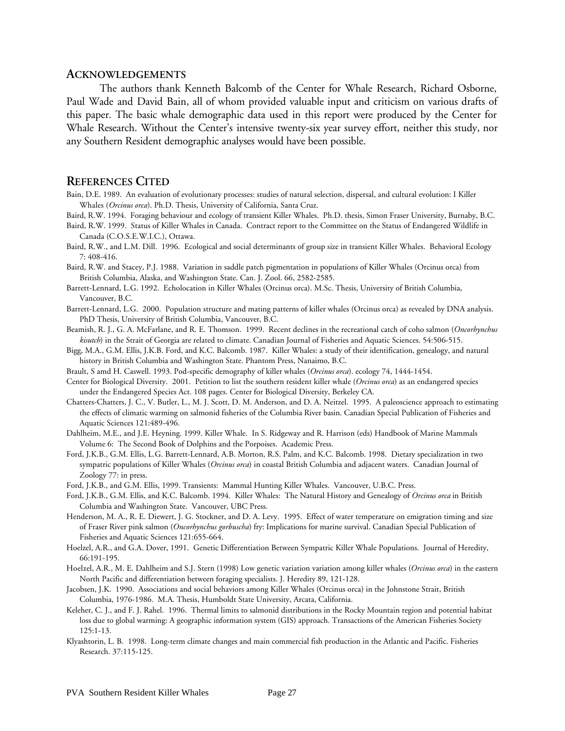## ACKNOWLEDGEMENTS

The authors thank Kenneth Balcomb of the Center for Whale Research, Richard Osborne, Paul Wade and David Bain, all of whom provided valuable input and criticism on various drafts of this paper. The basic whale demographic data used in this report were produced by the Center for Whale Research. Without the Center's intensive twenty-six year survey effort, neither this study, nor any Southern Resident demographic analyses would have been possible.

## REFERENCES CITED

Bain, D.E. 1989. An evaluation of evolutionary processes: studies of natural selection, dispersal, and cultural evolution: I Killer Whales (*Orcinus orca*). Ph.D. Thesis, University of California, Santa Cruz.

Baird, R.W. 1994. Foraging behaviour and ecology of transient Killer Whales. Ph.D. thesis, Simon Fraser University, Burnaby, B.C.

Baird, R.W. 1999. Status of Killer Whales in Canada. Contract report to the Committee on the Status of Endangered Wildlife in Canada (C.O.S.E.W.I.C.), Ottawa.

Baird, R.W., and L.M. Dill. 1996. Ecological and social determinants of group size in transient Killer Whales. Behavioral Ecology 7: 408-416.

Baird, R.W. and Stacey, P.J. 1988. Variation in saddle patch pigmentation in populations of Killer Whales (Orcinus orca) from British Columbia, Alaska, and Washington State. Can. J. Zool. 66, 2582-2585.

Barrett-Lennard, L.G. 1992. Echolocation in Killer Whales (Orcinus orca). M.Sc. Thesis, University of British Columbia, Vancouver, B.C.

Barrett-Lennard, L.G. 2000. Population structure and mating patterns of killer whales (Orcinus orca) as revealed by DNA analysis. PhD Thesis, University of British Columbia, Vancouver, B.C.

Beamish, R. J., G. A. McFarlane, and R. E. Thomson. 1999. Recent declines in the recreational catch of coho salmon (*Oncorhynchus kisutch*) in the Strait of Georgia are related to climate. Canadian Journal of Fisheries and Aquatic Sciences. 54:506-515.

Bigg, M.A., G.M. Ellis, J.K.B. Ford, and K.C. Balcomb. 1987. Killer Whales: a study of their identification, genealogy, and natural history in British Columbia and Washington State. Phantom Press, Nanaimo, B.C.

Brault, S amd H. Caswell. 1993. Pod-specific demography of killer whales (*Orcinus orca*). ecology 74, 1444-1454.

Center for Biological Diversity. 2001. Petition to list the southern resident killer whale (*Orcinus orca*) as an endangered species under the Endangered Species Act. 108 pages. Center for Biological Diversity, Berkeley CA.

Chatters-Chatters, J. C., V. Butler, L., M. J. Scott, D. M. Anderson, and D. A. Neitzel. 1995. A paleoscience approach to estimating the effects of climatic warming on salmonid fisheries of the Columbia River basin. Canadian Special Publication of Fisheries and Aquatic Sciences 121:489-496.

Dahlheim, M.E., and J.E. Heyning. 1999. Killer Whale. In S. Ridgeway and R. Harrison (eds) Handbook of Marine Mammals Volume 6: The Second Book of Dolphins and the Porpoises. Academic Press.

Ford, J.K.B., G.M. Ellis, L.G. Barrett-Lennard, A.B. Morton, R.S. Palm, and K.C. Balcomb. 1998. Dietary specialization in two sympatric populations of Killer Whales (*Orcinus orca*) in coastal British Columbia and adjacent waters. Canadian Journal of Zoology 77: in press.

Ford, J.K.B., and G.M. Ellis, 1999. Transients: Mammal Hunting Killer Whales. Vancouver, U.B.C. Press.

Ford, J.K.B., G.M. Ellis, and K.C. Balcomb. 1994. Killer Whales: The Natural History and Genealogy of *Orcinus orca* in British Columbia and Washington State. Vancouver, UBC Press.

Henderson, M. A., R. E. Diewert, J. G. Stockner, and D. A. Levy. 1995. Effect of water temperature on emigration timing and size of Fraser River pink salmon (*Oncorhynchus gorbuscha*) fry: Implications for marine survival. Canadian Special Publication of Fisheries and Aquatic Sciences 121:655-664.

Hoelzel, A.R., and G.A. Dover, 1991. Genetic Differentiation Between Sympatric Killer Whale Populations. Journal of Heredity, 66:191-195.

Hoelzel, A.R., M. E. Dahlheim and S.J. Stern (1998) Low genetic variation variation among killer whales (*Orcinus orca*) in the eastern North Pacific and differentiation between foraging specialists. J. Heredity 89, 121-128.

Jacobsen, J.K. 1990. Associations and social behaviors among Killer Whales (Orcinus orca) in the Johnstone Strait, British Columbia, 1976-1986. M.A. Thesis, Humboldt State University, Arcata, California.

Keleher, C. J., and F. J. Rahel. 1996. Thermal limits to salmonid distributions in the Rocky Mountain region and potential habitat loss due to global warming: A geographic information system (GIS) approach. Transactions of the American Fisheries Society 125:1-13.

Klyashtorin, L. B. 1998. Long-term climate changes and main commercial fish production in the Atlantic and Pacific. Fisheries Research. 37:115-125.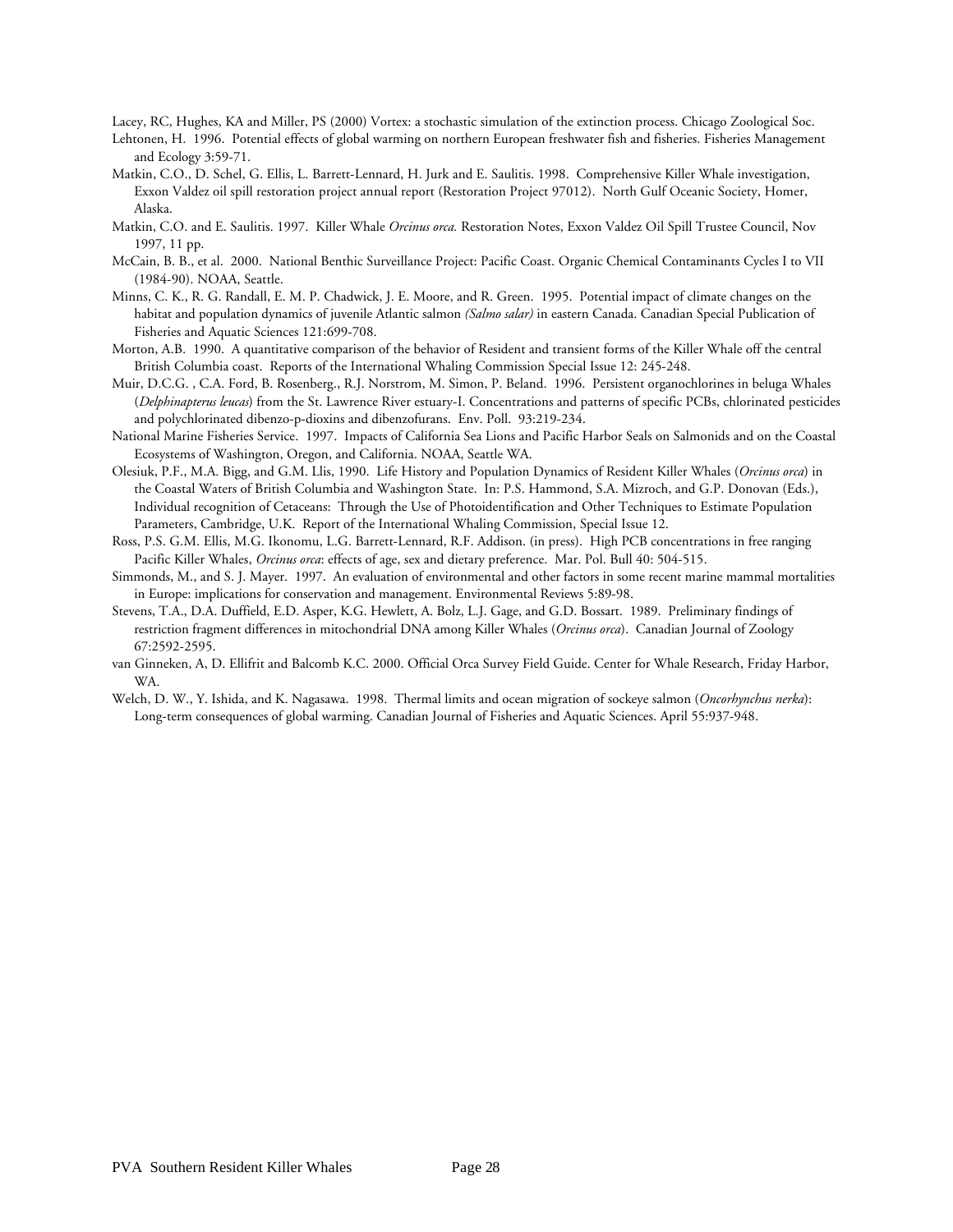Lacey, RC, Hughes, KA and Miller, PS (2000) Vortex: a stochastic simulation of the extinction process. Chicago Zoological Soc.

Lehtonen, H. 1996. Potential effects of global warming on northern European freshwater fish and fisheries. Fisheries Management and Ecology 3:59-71.

Matkin, C.O., D. Schel, G. Ellis, L. Barrett-Lennard, H. Jurk and E. Saulitis. 1998. Comprehensive Killer Whale investigation, Exxon Valdez oil spill restoration project annual report (Restoration Project 97012). North Gulf Oceanic Society, Homer, Alaska.

Matkin, C.O. and E. Saulitis. 1997. Killer Whale *Orcinus orca.* Restoration Notes, Exxon Valdez Oil Spill Trustee Council, Nov 1997, 11 pp.

McCain, B. B., et al. 2000. National Benthic Surveillance Project: Pacific Coast. Organic Chemical Contaminants Cycles I to VII (1984-90). NOAA, Seattle.

Minns, C. K., R. G. Randall, E. M. P. Chadwick, J. E. Moore, and R. Green. 1995. Potential impact of climate changes on the habitat and population dynamics of juvenile Atlantic salmon *(Salmo salar)* in eastern Canada. Canadian Special Publication of Fisheries and Aquatic Sciences 121:699-708.

Morton, A.B. 1990. A quantitative comparison of the behavior of Resident and transient forms of the Killer Whale off the central British Columbia coast. Reports of the International Whaling Commission Special Issue 12: 245-248.

Muir, D.C.G. , C.A. Ford, B. Rosenberg., R.J. Norstrom, M. Simon, P. Beland. 1996. Persistent organochlorines in beluga Whales (*Delphinapterus leucas*) from the St. Lawrence River estuary-I. Concentrations and patterns of specific PCBs, chlorinated pesticides and polychlorinated dibenzo-p-dioxins and dibenzofurans. Env. Poll. 93:219-234.

National Marine Fisheries Service. 1997. Impacts of California Sea Lions and Pacific Harbor Seals on Salmonids and on the Coastal Ecosystems of Washington, Oregon, and California. NOAA, Seattle WA.

Olesiuk, P.F., M.A. Bigg, and G.M. Llis, 1990. Life History and Population Dynamics of Resident Killer Whales (*Orcinus orca*) in the Coastal Waters of British Columbia and Washington State. In: P.S. Hammond, S.A. Mizroch, and G.P. Donovan (Eds.), Individual recognition of Cetaceans: Through the Use of Photoidentification and Other Techniques to Estimate Population Parameters, Cambridge, U.K. Report of the International Whaling Commission, Special Issue 12.

Ross, P.S. G.M. Ellis, M.G. Ikonomu, L.G. Barrett-Lennard, R.F. Addison. (in press). High PCB concentrations in free ranging Pacific Killer Whales, *Orcinus orca*: effects of age, sex and dietary preference. Mar. Pol. Bull 40: 504-515.

Simmonds, M., and S. J. Mayer. 1997. An evaluation of environmental and other factors in some recent marine mammal mortalities in Europe: implications for conservation and management. Environmental Reviews 5:89-98.

Stevens, T.A., D.A. Duffield, E.D. Asper, K.G. Hewlett, A. Bolz, L.J. Gage, and G.D. Bossart. 1989. Preliminary findings of restriction fragment differences in mitochondrial DNA among Killer Whales (*Orcinus orca*). Canadian Journal of Zoology 67:2592-2595.

van Ginneken, A, D. Ellifrit and Balcomb K.C. 2000. Official Orca Survey Field Guide. Center for Whale Research, Friday Harbor, WA.

Welch, D. W., Y. Ishida, and K. Nagasawa. 1998. Thermal limits and ocean migration of sockeye salmon (*Oncorhynchus nerka*): Long-term consequences of global warming. Canadian Journal of Fisheries and Aquatic Sciences. April 55:937-948.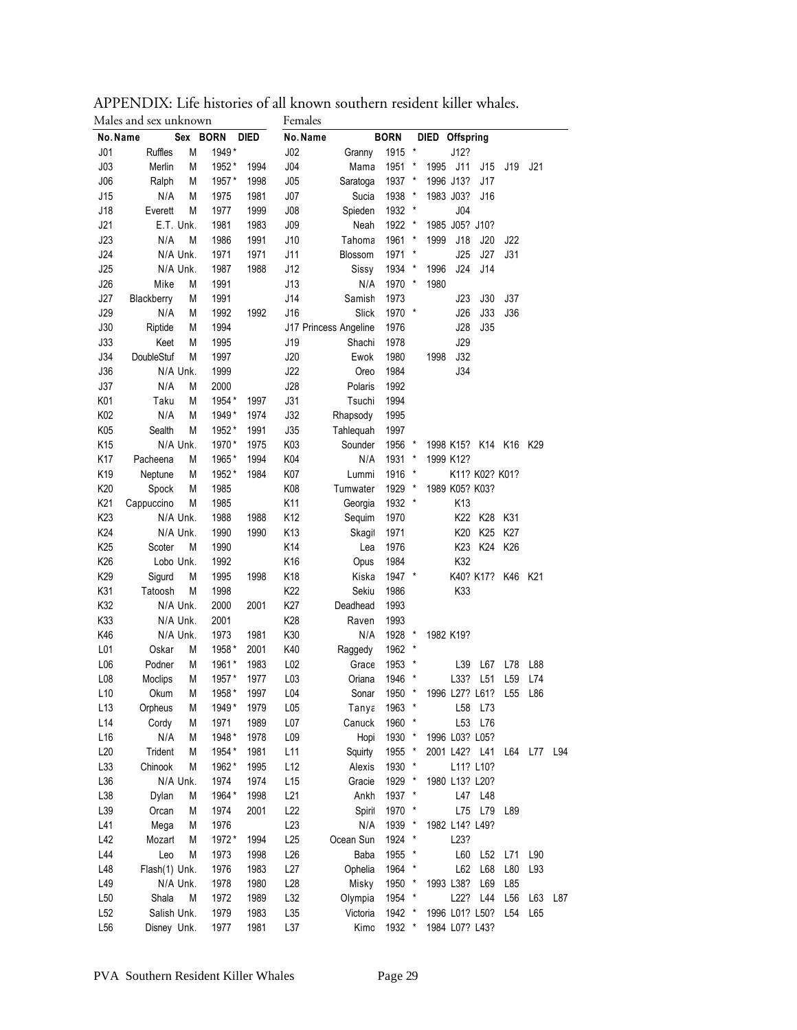APPENDIX: Life histories of all known southern resident killer whales.

Males and sex unknown

| No. | Name | Sex | BORN | DIED |
|---|---|---|---|---|
| J01 | Ruffles | M | 1949* | |
| J03 | Merlin | M | 1952* | 1994 |
| J06 | Ralph | M | 1957* | 1998 |
| J15 | N/A | M | 1975 | 1981 |
| J18 | Everett | M | 1977 | 1999 |
| J21 | E.T. | Unk. | 1981 | 1983 |
| J23 | N/A | M | 1986 | 1991 |
| J24 | N/A | Unk. | 1971 | 1971 |
| J25 | N/A | Unk. | 1987 | 1988 |
| J26 | Mike | M | 1991 | |
| J27 | Blackberry | M | 1991 | |
| J29 | N/A | M | 1992 | 1992 |
| J30 | Riptide | M | 1994 | |
| J33 | Keet | M | 1995 | |
| J34 | DoubleStuf | M | 1997 | |
| J36 | N/A | Unk. | 1999 | |
| J37 | N/A | M | 2000 | |
| K01 | Taku | M | 1954* | 1997 |
| K02 | N/A | M | 1949* | 1974 |
| K05 | Sealth | M | 1952* | 1991 |
| K15 | N/A | Unk. | 1970* | 1975 |
| K17 | Pacheena | M | 1965* | 1994 |
| K19 | Neptune | M | 1952* | 1984 |
| K20 | Spock | M | 1985 | |
| K21 | Cappuccino | M | 1985 | |
| K23 | N/A | Unk. | 1988 | 1988 |
| K24 | N/A | Unk. | 1990 | 1990 |
| K25 | Scoter | M | 1990 | |
| K26 | Lobo | Unk. | 1992 | |
| K29 | Sigurd | M | 1995 | 1998 |
| K31 | Tatoosh | M | 1998 | |
| K32 | N/A | Unk. | 2000 | 2001 |
| K33 | N/A | Unk. | 2001 | |
| K46 | N/A | Unk. | 1973 | 1981 |
| L01 | Oskar | M | 1958* | 2001 |
| L06 | Podner | M | 1961* | 1983 |
| L08 | Moclips | M | 1957* | 1977 |
| L10 | Okum | M | 1958* | 1997 |
| L13 | Orpheus | M | 1949* | 1979 |
| L14 | Cordy | M | 1971 | 1989 |
| L16 | N/A | M | 1948* | 1978 |
| L20 | Trident | M | 1954* | 1981 |
| L33 | Chinook | M | 1962* | 1995 |
| L36 | N/A | Unk. | 1974 | 1974 |
| L38 | Dylan | M | 1964* | 1998 |
| L39 | Orcan | M | 1974 | 2001 |
| L41 | Mega | M | 1976 | |
| L42 | Mozart | M | 1972* | 1994 |
| L44 | Leo | M | 1973 | 1998 |
| L48 | Flash(1) | Unk. | 1976 | 1983 |
| L49 | N/A | Unk. | 1978 | 1980 |
| L50 | Shala | M | 1972 | 1989 |
| L52 | Salish | Unk. | 1979 | 1983 |
| L56 | Disney | Unk. | 1977 | 1981 |

Females

| No. | Name | BORN | DIED | Offspring | | | | |
|---|---|---|---|---|---|---|---|---|
| J02 | Granny | 1915 * | | J12? | | | | |
| J04 | Mama | 1951 * | 1995 | J11 | J15 | J19 | J21 | |
| J05 | Saratoga | 1937 * | 1996 | J13? | J17 | | | |
| J07 | Sucia | 1938 * | 1983 | J03? | J16 | | | |
| J08 | Spieden | 1932 * | | J04 | | | | |
| J09 | Neah | 1922 * | 1985 | J05? | J10? | | | |
| J10 | Tahoma | 1961 * | 1999 | J18 | J20 | J22 | | |
| J11 | Blossom | 1971 * | | J25 | J27 | J31 | | |
| J12 | Sissy | 1934 * | 1996 | J24 | J14 | | | |
| J13 | N/A | 1970 * | 1980 | | | | | |
| J14 | Samish | 1973 | | J23 | J30 | J37 | | |
| J16 | Slick | 1970 * | | J26 | J33 | J36 | | |
| J17 | Princess Angeline | 1976 | | J28 | J35 | | | |
| J19 | Shachi | 1978 | | J29 | | | | |
| J20 | Ewok | 1980 | 1998 | J32 | | | | |
| J22 | Oreo | 1984 | | J34 | | | | |
| J28 | Polaris | 1992 | | | | | | |
| J31 | Tsuchi | 1994 | | | | | | |
| J32 | Rhapsody | 1995 | | | | | | |
| J35 | Tahlequah | 1997 | | | | | | |
| K03 | Sounder | 1956 * | 1998 | K15? | K14 | K16 | K29 | |
| K04 | N/A | 1931 * | 1999 | K12? | | | | |
| K07 | Lummi | 1916 * | | K11? | K02? | K01? | | |
| K08 | Tumwater | 1929 * | 1989 | K05? | K03? | | | |
| K11 | Georgia | 1932 * | | K13 | | | | |
| K12 | Sequim | 1970 | | K22 | K28 | K31 | | |
| K13 | Skagit | 1971 | | K20 | K25 | K27 | | |
| K14 | Lea | 1976 | | K23 | K24 | K26 | | |
| K16 | Opus | 1984 | | K32 | | | | |
| K18 | Kiska | 1947 * | | K40? | K17? | K46 | K21 | |
| K22 | Sekiu | 1986 | | K33 | | | | |
| K27 | Deadhead | 1993 | | | | | | |
| K28 | Raven | 1993 | | | | | | |
| K30 | N/A | 1928 * | 1982 | K19? | | | | |
| K40 | Raggedy | 1962 * | | | | | | |
| L02 | Grace | 1953 * | | L39 | L67 | L78 | L88 | |
| L03 | Oriana | 1946 * | | L33? | L51 | L59 | L74 | |
| L04 | Sonar | 1950 * | 1996 | L27? | L61? | L55 | L86 | |
| L05 | Tanya | 1963 * | | L58 | L73 | | | |
| L07 | Canuck | 1960 * | | L53 | L76 | | | |
| L09 | Hopi | 1930 * | 1996 | L03? | L05? | | | |
| L11 | Squirty | 1955 * | 2001 | L42? | L41 | L64 | L77 | L94 |
| L12 | Alexis | 1930 * | | L11? | L10? | | | |
| L15 | Gracie | 1929 * | 1980 | L13? | L20? | | | |
| L21 | Ankh | 1937 * | | L47 | L48 | | | |
| L22 | Spirit | 1970 * | | L75 | L79 | L89 | | |
| L23 | N/A | 1939 * | 1982 | L14? | L49? | | | |
| L25 | Ocean Sun | 1924 * | | L23? | | | | |
| L26 | Baba | 1955 * | | L60 | L52 | L71 | L90 | |
| L27 | Ophelia | 1964 * | | L62 | L68 | L80 | L93 | |
| L28 | Misky | 1950 * | 1993 | L38? | L69 | L85 | | |
| L32 | Olympia | 1954 * | | L22? | L44 | L56 | L63 | L87 |
| L35 | Victoria | 1942 * | 1996 | L01? | L50? | L54 | L65 | |
| L37 | Kimo | 1932 * | 1984 | L07? | L43? | | | |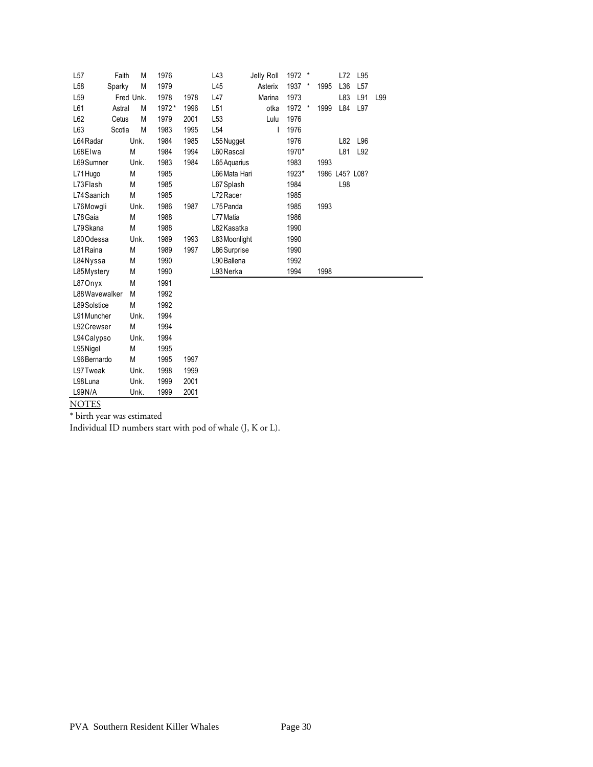| | | | | | | | | | | | | |
|---|---|---|---|---|---|---|---|---|---|---|---|---|
| L57 Faith | M | 1976 | | L43 Jelly Roll | 1972 * | | L72 | L95 | | | | |
| L58 Sparky | M | 1979 | | L45 Asterix | 1937 * | 1995 | L36 | L57 | | | | |
| L59 Fred | Unk. | 1978 | 1978 | L47 Marina | 1973 | | L83 | L91 | L99 | | | |
| L61 Astral | M | 1972 * | 1996 | L51 otka | 1972 * | 1999 | L84 | L97 | | | | |
| L62 Cetus | M | 1979 | 2001 | L53 Lulu | 1976 | | | | | | | |
| L63 Scotia | M | 1983 | 1995 | L54 I | 1976 | | | | | | | |
| L64 Radar | Unk. | 1984 | 1985 | L55 Nugget | 1976 | | L82 | L96 | | | | |
| L68 Elwa | M | 1984 | 1994 | L60 Rascal | 1970* | | L81 | L92 | | | | |
| L69 Sumner | Unk. | 1983 | 1984 | L65 Aquarius | 1983 | 1993 | | | | | | |
| L71 Hugo | M | 1985 | | L66 Mata Hari | 1923* | 1986 | L45? | L08? | | | | |
| L73 Flash | M | 1985 | | L67 Splash | 1984 | | L98 | | | | | |
| L74 Saanich | M | 1985 | | L72 Racer | 1985 | | | | | | | |
| L76 Mowgli | Unk. | 1986 | 1987 | L75 Panda | 1985 | 1993 | | | | | | |
| L78 Gaia | M | 1988 | | L77 Matia | 1986 | | | | | | | |
| L79 Skana | M | 1988 | | L82 Kasatka | 1990 | | | | | | | |
| L80 Odessa | Unk. | 1989 | 1993 | L83 Moonlight | 1990 | | | | | | | |
| L81 Raina | M | 1989 | 1997 | L86 Surprise | 1990 | | | | | | | |
| L84 Nyssa | M | 1990 | | L90 Ballena | 1992 | | | | | | | |
| L85 Mystery | M | 1990 | | L93 Nerka | 1994 | 1998 | | | | | | |
| L87 Onyx | M | 1991 | | | | | | | | | | |
| L88 Wavewalker | M | 1992 | | | | | | | | | | |
| L89 Solstice | M | 1992 | | | | | | | | | | |
| L91 Muncher | Unk. | 1994 | | | | | | | | | | |
| L92 Crewser | M | 1994 | | | | | | | | | | |
| L94 Calypso | Unk. | 1994 | | | | | | | | | | |
| L95 Nigel | M | 1995 | | | | | | | | | | |
| L96 Bernardo | M | 1995 | 1997 | | | | | | | | | |
| L97 Tweak | Unk. | 1998 | 1999 | | | | | | | | | |
| L98 Luna | Unk. | 1999 | 2001 | | | | | | | | | |
| L99 N/A | Unk. | 1999 | 2001 | | | | | | | | | |

NOTES

* birth year was estimated

Individual ID numbers start with pod of whale (J, K or L).